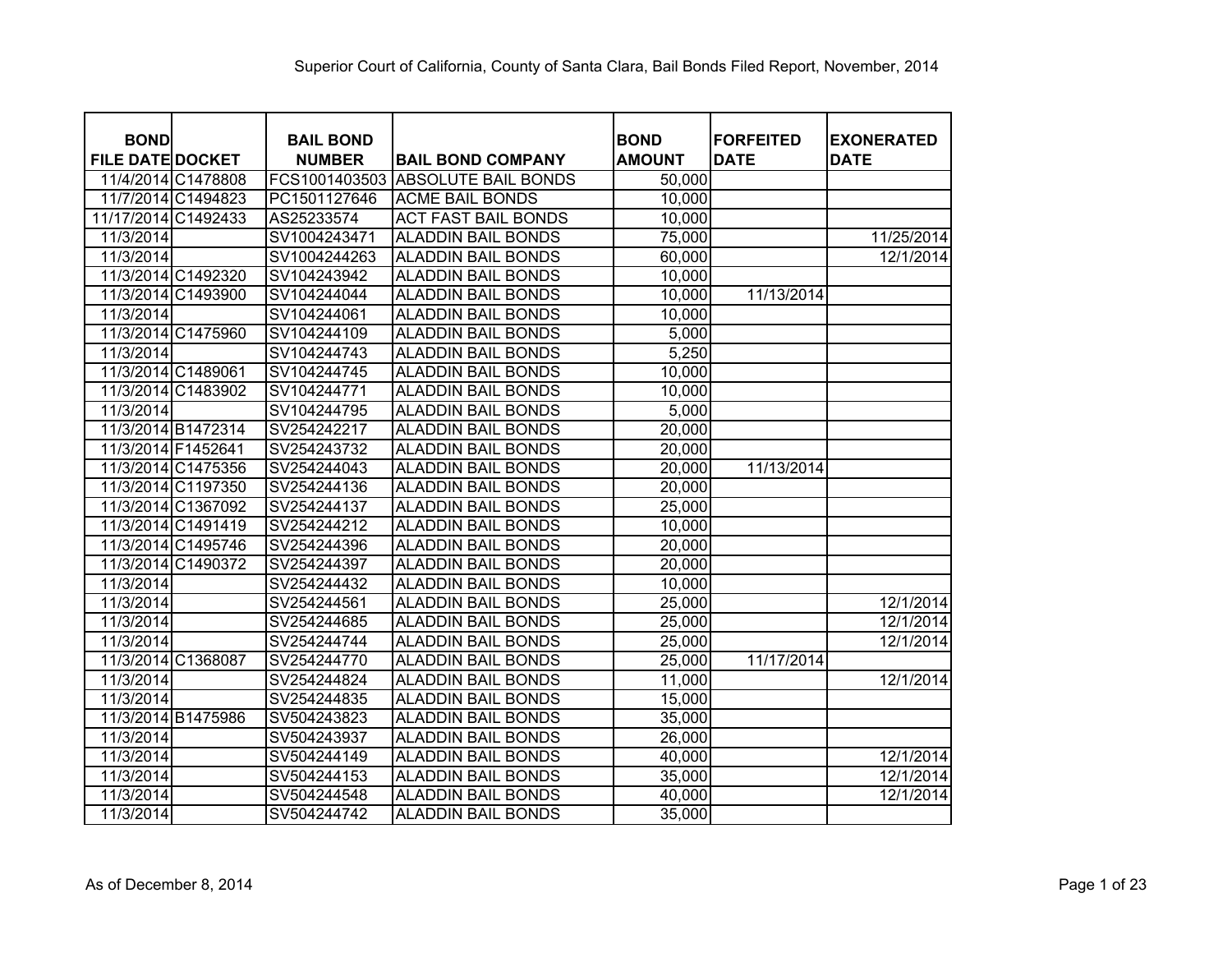# Superior Court of California, County of Santa Clara, Bail Bonds Filed Report, November, 2014

| BOND FILE DATE | DOCKET | BAIL BOND NUMBER | BAIL BOND COMPANY | BOND AMOUNT | FORFEITED DATE | EXONERATED DATE |
|---|---|---|---|---|---|---|
| 11/4/2014 | C1478808 | FCS1001403503 | ABSOLUTE BAIL BONDS | 50,000 | | |
| 11/7/2014 | C1494823 | PC1501127646 | ACME BAIL BONDS | 10,000 | | |
| 11/17/2014 | C1492433 | AS25233574 | ACT FAST BAIL BONDS | 10,000 | | |
| 11/3/2014 | | SV1004243471 | ALADDIN BAIL BONDS | 75,000 | | 11/25/2014 |
| 11/3/2014 | | SV1004244263 | ALADDIN BAIL BONDS | 60,000 | | 12/1/2014 |
| 11/3/2014 | C1492320 | SV104243942 | ALADDIN BAIL BONDS | 10,000 | | |
| 11/3/2014 | C1493900 | SV104244044 | ALADDIN BAIL BONDS | 10,000 | 11/13/2014 | |
| 11/3/2014 | | SV104244061 | ALADDIN BAIL BONDS | 10,000 | | |
| 11/3/2014 | C1475960 | SV104244109 | ALADDIN BAIL BONDS | 5,000 | | |
| 11/3/2014 | | SV104244743 | ALADDIN BAIL BONDS | 5,250 | | |
| 11/3/2014 | C1489061 | SV104244745 | ALADDIN BAIL BONDS | 10,000 | | |
| 11/3/2014 | C1483902 | SV104244771 | ALADDIN BAIL BONDS | 10,000 | | |
| 11/3/2014 | | SV104244795 | ALADDIN BAIL BONDS | 5,000 | | |
| 11/3/2014 | B1472314 | SV254242217 | ALADDIN BAIL BONDS | 20,000 | | |
| 11/3/2014 | F1452641 | SV254243732 | ALADDIN BAIL BONDS | 20,000 | | |
| 11/3/2014 | C1475356 | SV254244043 | ALADDIN BAIL BONDS | 20,000 | 11/13/2014 | |
| 11/3/2014 | C1197350 | SV254244136 | ALADDIN BAIL BONDS | 20,000 | | |
| 11/3/2014 | C1367092 | SV254244137 | ALADDIN BAIL BONDS | 25,000 | | |
| 11/3/2014 | C1491419 | SV254244212 | ALADDIN BAIL BONDS | 10,000 | | |
| 11/3/2014 | C1495746 | SV254244396 | ALADDIN BAIL BONDS | 20,000 | | |
| 11/3/2014 | C1490372 | SV254244397 | ALADDIN BAIL BONDS | 20,000 | | |
| 11/3/2014 | | SV254244432 | ALADDIN BAIL BONDS | 10,000 | | |
| 11/3/2014 | | SV254244561 | ALADDIN BAIL BONDS | 25,000 | | 12/1/2014 |
| 11/3/2014 | | SV254244685 | ALADDIN BAIL BONDS | 25,000 | | 12/1/2014 |
| 11/3/2014 | | SV254244744 | ALADDIN BAIL BONDS | 25,000 | | 12/1/2014 |
| 11/3/2014 | C1368087 | SV254244770 | ALADDIN BAIL BONDS | 25,000 | 11/17/2014 | |
| 11/3/2014 | | SV254244824 | ALADDIN BAIL BONDS | 11,000 | | 12/1/2014 |
| 11/3/2014 | | SV254244835 | ALADDIN BAIL BONDS | 15,000 | | |
| 11/3/2014 | B1475986 | SV504243823 | ALADDIN BAIL BONDS | 35,000 | | |
| 11/3/2014 | | SV504243937 | ALADDIN BAIL BONDS | 26,000 | | |
| 11/3/2014 | | SV504244149 | ALADDIN BAIL BONDS | 40,000 | | 12/1/2014 |
| 11/3/2014 | | SV504244153 | ALADDIN BAIL BONDS | 35,000 | | 12/1/2014 |
| 11/3/2014 | | SV504244548 | ALADDIN BAIL BONDS | 40,000 | | 12/1/2014 |
| 11/3/2014 | | SV504244742 | ALADDIN BAIL BONDS | 35,000 | | |

As of December 8, 2014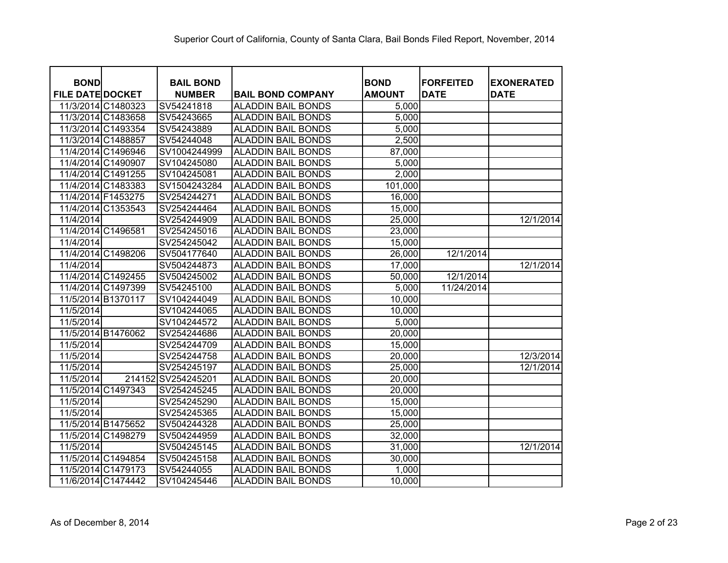Superior Court of California, County of Santa Clara, Bail Bonds Filed Report, November, 2014

| BOND FILE DATE | DOCKET | BAIL BOND NUMBER | BAIL BOND COMPANY | BOND AMOUNT | FORFEITED DATE | EXONERATED DATE |
|---|---|---|---|---|---|---|
| 11/3/2014 | C1480323 | SV54241818 | ALADDIN BAIL BONDS | 5,000 | | |
| 11/3/2014 | C1483658 | SV54243665 | ALADDIN BAIL BONDS | 5,000 | | |
| 11/3/2014 | C1493354 | SV54243889 | ALADDIN BAIL BONDS | 5,000 | | |
| 11/3/2014 | C1488857 | SV54244048 | ALADDIN BAIL BONDS | 2,500 | | |
| 11/4/2014 | C1496946 | SV1004244999 | ALADDIN BAIL BONDS | 87,000 | | |
| 11/4/2014 | C1490907 | SV104245080 | ALADDIN BAIL BONDS | 5,000 | | |
| 11/4/2014 | C1491255 | SV104245081 | ALADDIN BAIL BONDS | 2,000 | | |
| 11/4/2014 | C1483383 | SV1504243284 | ALADDIN BAIL BONDS | 101,000 | | |
| 11/4/2014 | F1453275 | SV254244271 | ALADDIN BAIL BONDS | 16,000 | | |
| 11/4/2014 | C1353543 | SV254244464 | ALADDIN BAIL BONDS | 15,000 | | |
| 11/4/2014 | | SV254244909 | ALADDIN BAIL BONDS | 25,000 | | 12/1/2014 |
| 11/4/2014 | C1496581 | SV254245016 | ALADDIN BAIL BONDS | 23,000 | | |
| 11/4/2014 | | SV254245042 | ALADDIN BAIL BONDS | 15,000 | | |
| 11/4/2014 | C1498206 | SV504177640 | ALADDIN BAIL BONDS | 26,000 | 12/1/2014 | |
| 11/4/2014 | | SV504244873 | ALADDIN BAIL BONDS | 17,000 | | 12/1/2014 |
| 11/4/2014 | C1492455 | SV504245002 | ALADDIN BAIL BONDS | 50,000 | 12/1/2014 | |
| 11/4/2014 | C1497399 | SV54245100 | ALADDIN BAIL BONDS | 5,000 | 11/24/2014 | |
| 11/5/2014 | B1370117 | SV104244049 | ALADDIN BAIL BONDS | 10,000 | | |
| 11/5/2014 | | SV104244065 | ALADDIN BAIL BONDS | 10,000 | | |
| 11/5/2014 | | SV104244572 | ALADDIN BAIL BONDS | 5,000 | | |
| 11/5/2014 | B1476062 | SV254244686 | ALADDIN BAIL BONDS | 20,000 | | |
| 11/5/2014 | | SV254244709 | ALADDIN BAIL BONDS | 15,000 | | |
| 11/5/2014 | | SV254244758 | ALADDIN BAIL BONDS | 20,000 | | 12/3/2014 |
| 11/5/2014 | | SV254245197 | ALADDIN BAIL BONDS | 25,000 | | 12/1/2014 |
| 11/5/2014 | 214152 | SV254245201 | ALADDIN BAIL BONDS | 20,000 | | |
| 11/5/2014 | C1497343 | SV254245245 | ALADDIN BAIL BONDS | 20,000 | | |
| 11/5/2014 | | SV254245290 | ALADDIN BAIL BONDS | 15,000 | | |
| 11/5/2014 | | SV254245365 | ALADDIN BAIL BONDS | 15,000 | | |
| 11/5/2014 | B1475652 | SV504244328 | ALADDIN BAIL BONDS | 25,000 | | |
| 11/5/2014 | C1498279 | SV504244959 | ALADDIN BAIL BONDS | 32,000 | | |
| 11/5/2014 | | SV504245145 | ALADDIN BAIL BONDS | 31,000 | | 12/1/2014 |
| 11/5/2014 | C1494854 | SV504245158 | ALADDIN BAIL BONDS | 30,000 | | |
| 11/5/2014 | C1479173 | SV54244055 | ALADDIN BAIL BONDS | 1,000 | | |
| 11/6/2014 | C1474442 | SV104245446 | ALADDIN BAIL BONDS | 10,000 | | |

As of December 8, 2014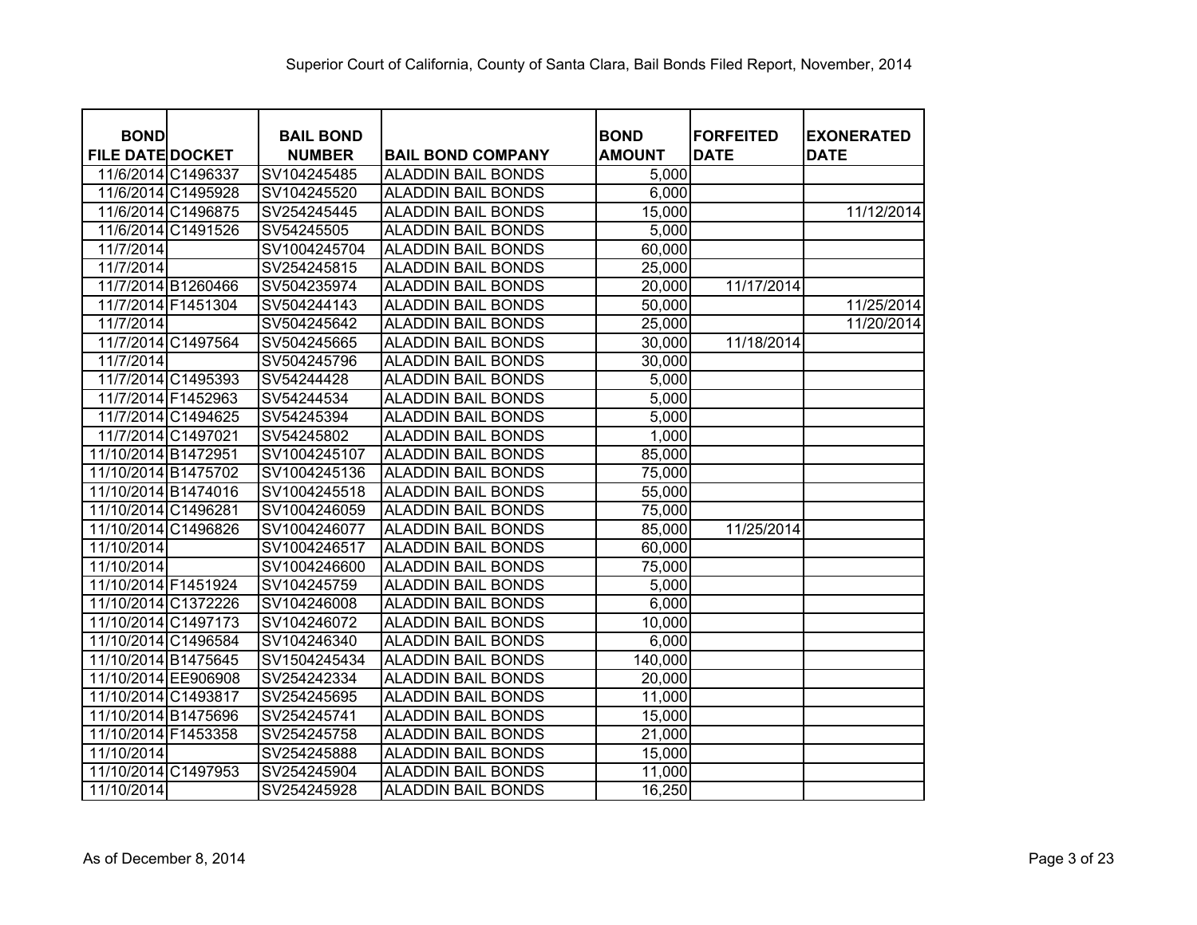Superior Court of California, County of Santa Clara, Bail Bonds Filed Report, November, 2014

| BOND FILE DATE | DOCKET | BAIL BOND NUMBER | BAIL BOND COMPANY | BOND AMOUNT | FORFEITED DATE | EXONERATED DATE |
|---|---|---|---|---|---|---|
| 11/6/2014 | C1496337 | SV104245485 | ALADDIN BAIL BONDS | 5,000 | | |
| 11/6/2014 | C1495928 | SV104245520 | ALADDIN BAIL BONDS | 6,000 | | |
| 11/6/2014 | C1496875 | SV254245445 | ALADDIN BAIL BONDS | 15,000 | | 11/12/2014 |
| 11/6/2014 | C1491526 | SV54245505 | ALADDIN BAIL BONDS | 5,000 | | |
| 11/7/2014 | | SV1004245704 | ALADDIN BAIL BONDS | 60,000 | | |
| 11/7/2014 | | SV254245815 | ALADDIN BAIL BONDS | 25,000 | | |
| 11/7/2014 | B1260466 | SV504235974 | ALADDIN BAIL BONDS | 20,000 | 11/17/2014 | |
| 11/7/2014 | F1451304 | SV504244143 | ALADDIN BAIL BONDS | 50,000 | | 11/25/2014 |
| 11/7/2014 | | SV504245642 | ALADDIN BAIL BONDS | 25,000 | | 11/20/2014 |
| 11/7/2014 | C1497564 | SV504245665 | ALADDIN BAIL BONDS | 30,000 | 11/18/2014 | |
| 11/7/2014 | | SV504245796 | ALADDIN BAIL BONDS | 30,000 | | |
| 11/7/2014 | C1495393 | SV54244428 | ALADDIN BAIL BONDS | 5,000 | | |
| 11/7/2014 | F1452963 | SV54244534 | ALADDIN BAIL BONDS | 5,000 | | |
| 11/7/2014 | C1494625 | SV54245394 | ALADDIN BAIL BONDS | 5,000 | | |
| 11/7/2014 | C1497021 | SV54245802 | ALADDIN BAIL BONDS | 1,000 | | |
| 11/10/2014 | B1472951 | SV1004245107 | ALADDIN BAIL BONDS | 85,000 | | |
| 11/10/2014 | B1475702 | SV1004245136 | ALADDIN BAIL BONDS | 75,000 | | |
| 11/10/2014 | B1474016 | SV1004245518 | ALADDIN BAIL BONDS | 55,000 | | |
| 11/10/2014 | C1496281 | SV1004246059 | ALADDIN BAIL BONDS | 75,000 | | |
| 11/10/2014 | C1496826 | SV1004246077 | ALADDIN BAIL BONDS | 85,000 | 11/25/2014 | |
| 11/10/2014 | | SV1004246517 | ALADDIN BAIL BONDS | 60,000 | | |
| 11/10/2014 | | SV1004246600 | ALADDIN BAIL BONDS | 75,000 | | |
| 11/10/2014 | F1451924 | SV104245759 | ALADDIN BAIL BONDS | 5,000 | | |
| 11/10/2014 | C1372226 | SV104246008 | ALADDIN BAIL BONDS | 6,000 | | |
| 11/10/2014 | C1497173 | SV104246072 | ALADDIN BAIL BONDS | 10,000 | | |
| 11/10/2014 | C1496584 | SV104246340 | ALADDIN BAIL BONDS | 6,000 | | |
| 11/10/2014 | B1475645 | SV1504245434 | ALADDIN BAIL BONDS | 140,000 | | |
| 11/10/2014 | EE906908 | SV254242334 | ALADDIN BAIL BONDS | 20,000 | | |
| 11/10/2014 | C1493817 | SV254245695 | ALADDIN BAIL BONDS | 11,000 | | |
| 11/10/2014 | B1475696 | SV254245741 | ALADDIN BAIL BONDS | 15,000 | | |
| 11/10/2014 | F1453358 | SV254245758 | ALADDIN BAIL BONDS | 21,000 | | |
| 11/10/2014 | | SV254245888 | ALADDIN BAIL BONDS | 15,000 | | |
| 11/10/2014 | C1497953 | SV254245904 | ALADDIN BAIL BONDS | 11,000 | | |
| 11/10/2014 | | SV254245928 | ALADDIN BAIL BONDS | 16,250 | | |

As of December 8, 2014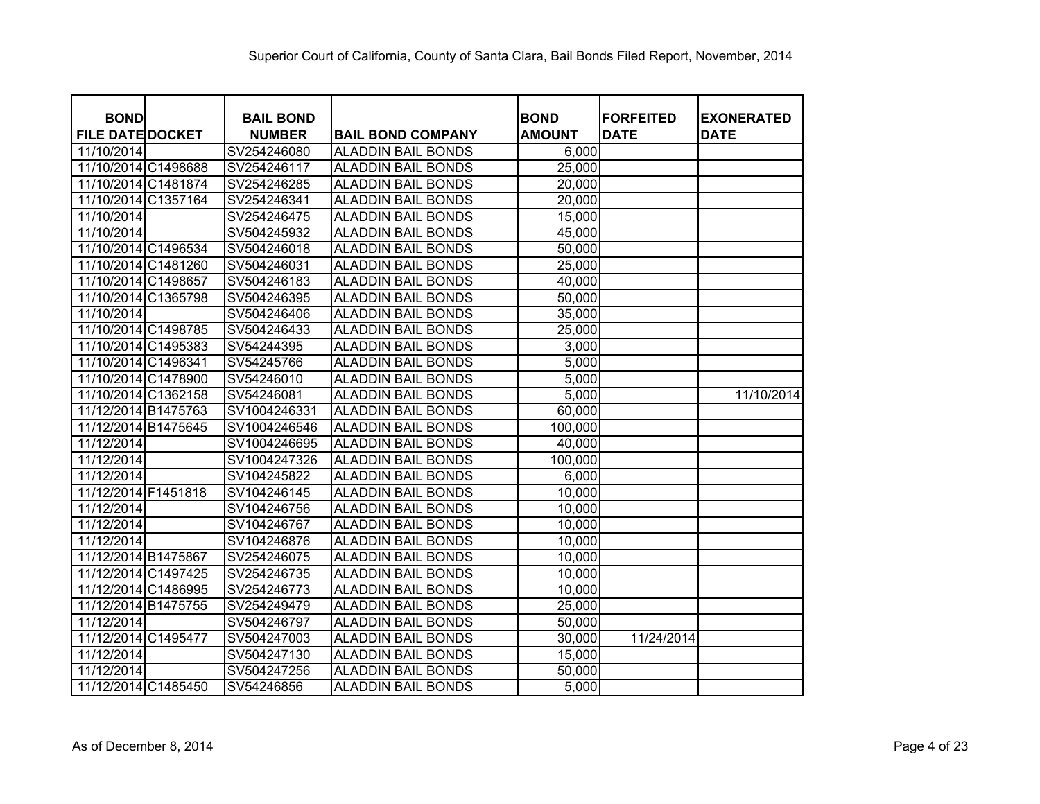Superior Court of California, County of Santa Clara, Bail Bonds Filed Report, November, 2014

| BOND FILE DATE | DOCKET | BAIL BOND NUMBER | BAIL BOND COMPANY | BOND AMOUNT | FORFEITED DATE | EXONERATED DATE |
|---|---|---|---|---|---|---|
| 11/10/2014 | | SV254246080 | ALADDIN BAIL BONDS | 6,000 | | |
| 11/10/2014 | C1498688 | SV254246117 | ALADDIN BAIL BONDS | 25,000 | | |
| 11/10/2014 | C1481874 | SV254246285 | ALADDIN BAIL BONDS | 20,000 | | |
| 11/10/2014 | C1357164 | SV254246341 | ALADDIN BAIL BONDS | 20,000 | | |
| 11/10/2014 | | SV254246475 | ALADDIN BAIL BONDS | 15,000 | | |
| 11/10/2014 | | SV504245932 | ALADDIN BAIL BONDS | 45,000 | | |
| 11/10/2014 | C1496534 | SV504246018 | ALADDIN BAIL BONDS | 50,000 | | |
| 11/10/2014 | C1481260 | SV504246031 | ALADDIN BAIL BONDS | 25,000 | | |
| 11/10/2014 | C1498657 | SV504246183 | ALADDIN BAIL BONDS | 40,000 | | |
| 11/10/2014 | C1365798 | SV504246395 | ALADDIN BAIL BONDS | 50,000 | | |
| 11/10/2014 | | SV504246406 | ALADDIN BAIL BONDS | 35,000 | | |
| 11/10/2014 | C1498785 | SV504246433 | ALADDIN BAIL BONDS | 25,000 | | |
| 11/10/2014 | C1495383 | SV54244395 | ALADDIN BAIL BONDS | 3,000 | | |
| 11/10/2014 | C1496341 | SV54245766 | ALADDIN BAIL BONDS | 5,000 | | |
| 11/10/2014 | C1478900 | SV54246010 | ALADDIN BAIL BONDS | 5,000 | | |
| 11/10/2014 | C1362158 | SV54246081 | ALADDIN BAIL BONDS | 5,000 | | 11/10/2014 |
| 11/12/2014 | B1475763 | SV1004246331 | ALADDIN BAIL BONDS | 60,000 | | |
| 11/12/2014 | B1475645 | SV1004246546 | ALADDIN BAIL BONDS | 100,000 | | |
| 11/12/2014 | | SV1004246695 | ALADDIN BAIL BONDS | 40,000 | | |
| 11/12/2014 | | SV1004247326 | ALADDIN BAIL BONDS | 100,000 | | |
| 11/12/2014 | | SV104245822 | ALADDIN BAIL BONDS | 6,000 | | |
| 11/12/2014 | F1451818 | SV104246145 | ALADDIN BAIL BONDS | 10,000 | | |
| 11/12/2014 | | SV104246756 | ALADDIN BAIL BONDS | 10,000 | | |
| 11/12/2014 | | SV104246767 | ALADDIN BAIL BONDS | 10,000 | | |
| 11/12/2014 | | SV104246876 | ALADDIN BAIL BONDS | 10,000 | | |
| 11/12/2014 | B1475867 | SV254246075 | ALADDIN BAIL BONDS | 10,000 | | |
| 11/12/2014 | C1497425 | SV254246735 | ALADDIN BAIL BONDS | 10,000 | | |
| 11/12/2014 | C1486995 | SV254246773 | ALADDIN BAIL BONDS | 10,000 | | |
| 11/12/2014 | B1475755 | SV254249479 | ALADDIN BAIL BONDS | 25,000 | | |
| 11/12/2014 | | SV504246797 | ALADDIN BAIL BONDS | 50,000 | | |
| 11/12/2014 | C1495477 | SV504247003 | ALADDIN BAIL BONDS | 30,000 | 11/24/2014 | |
| 11/12/2014 | | SV504247130 | ALADDIN BAIL BONDS | 15,000 | | |
| 11/12/2014 | | SV504247256 | ALADDIN BAIL BONDS | 50,000 | | |
| 11/12/2014 | C1485450 | SV54246856 | ALADDIN BAIL BONDS | 5,000 | | |

As of December 8, 2014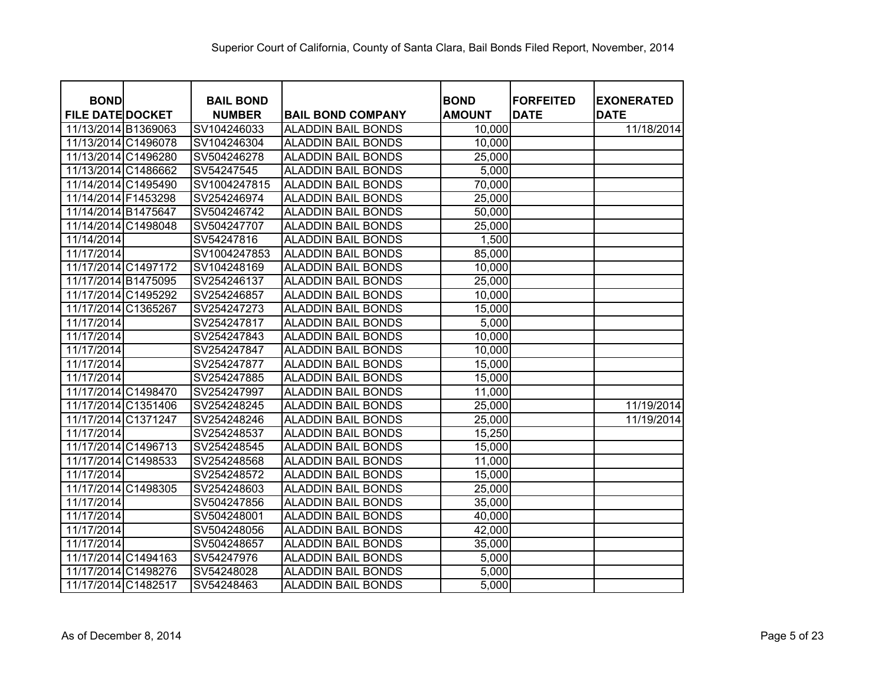Superior Court of California, County of Santa Clara, Bail Bonds Filed Report, November, 2014

| BOND FILE DATE | DOCKET | BAIL BOND NUMBER | BAIL BOND COMPANY | BOND AMOUNT | FORFEITED DATE | EXONERATED DATE |
|---|---|---|---|---|---|---|
| 11/13/2014 | B1369063 | SV104246033 | ALADDIN BAIL BONDS | 10,000 | | 11/18/2014 |
| 11/13/2014 | C1496078 | SV104246304 | ALADDIN BAIL BONDS | 10,000 | | |
| 11/13/2014 | C1496280 | SV504246278 | ALADDIN BAIL BONDS | 25,000 | | |
| 11/13/2014 | C1486662 | SV54247545 | ALADDIN BAIL BONDS | 5,000 | | |
| 11/14/2014 | C1495490 | SV1004247815 | ALADDIN BAIL BONDS | 70,000 | | |
| 11/14/2014 | F1453298 | SV254246974 | ALADDIN BAIL BONDS | 25,000 | | |
| 11/14/2014 | B1475647 | SV504246742 | ALADDIN BAIL BONDS | 50,000 | | |
| 11/14/2014 | C1498048 | SV504247707 | ALADDIN BAIL BONDS | 25,000 | | |
| 11/14/2014 | | SV54247816 | ALADDIN BAIL BONDS | 1,500 | | |
| 11/17/2014 | | SV1004247853 | ALADDIN BAIL BONDS | 85,000 | | |
| 11/17/2014 | C1497172 | SV104248169 | ALADDIN BAIL BONDS | 10,000 | | |
| 11/17/2014 | B1475095 | SV254246137 | ALADDIN BAIL BONDS | 25,000 | | |
| 11/17/2014 | C1495292 | SV254246857 | ALADDIN BAIL BONDS | 10,000 | | |
| 11/17/2014 | C1365267 | SV254247273 | ALADDIN BAIL BONDS | 15,000 | | |
| 11/17/2014 | | SV254247817 | ALADDIN BAIL BONDS | 5,000 | | |
| 11/17/2014 | | SV254247843 | ALADDIN BAIL BONDS | 10,000 | | |
| 11/17/2014 | | SV254247847 | ALADDIN BAIL BONDS | 10,000 | | |
| 11/17/2014 | | SV254247877 | ALADDIN BAIL BONDS | 15,000 | | |
| 11/17/2014 | | SV254247885 | ALADDIN BAIL BONDS | 15,000 | | |
| 11/17/2014 | C1498470 | SV254247997 | ALADDIN BAIL BONDS | 11,000 | | |
| 11/17/2014 | C1351406 | SV254248245 | ALADDIN BAIL BONDS | 25,000 | | 11/19/2014 |
| 11/17/2014 | C1371247 | SV254248246 | ALADDIN BAIL BONDS | 25,000 | | 11/19/2014 |
| 11/17/2014 | | SV254248537 | ALADDIN BAIL BONDS | 15,250 | | |
| 11/17/2014 | C1496713 | SV254248545 | ALADDIN BAIL BONDS | 15,000 | | |
| 11/17/2014 | C1498533 | SV254248568 | ALADDIN BAIL BONDS | 11,000 | | |
| 11/17/2014 | | SV254248572 | ALADDIN BAIL BONDS | 15,000 | | |
| 11/17/2014 | C1498305 | SV254248603 | ALADDIN BAIL BONDS | 25,000 | | |
| 11/17/2014 | | SV504247856 | ALADDIN BAIL BONDS | 35,000 | | |
| 11/17/2014 | | SV504248001 | ALADDIN BAIL BONDS | 40,000 | | |
| 11/17/2014 | | SV504248056 | ALADDIN BAIL BONDS | 42,000 | | |
| 11/17/2014 | | SV504248657 | ALADDIN BAIL BONDS | 35,000 | | |
| 11/17/2014 | C1494163 | SV54247976 | ALADDIN BAIL BONDS | 5,000 | | |
| 11/17/2014 | C1498276 | SV54248028 | ALADDIN BAIL BONDS | 5,000 | | |
| 11/17/2014 | C1482517 | SV54248463 | ALADDIN BAIL BONDS | 5,000 | | |

As of December 8, 2014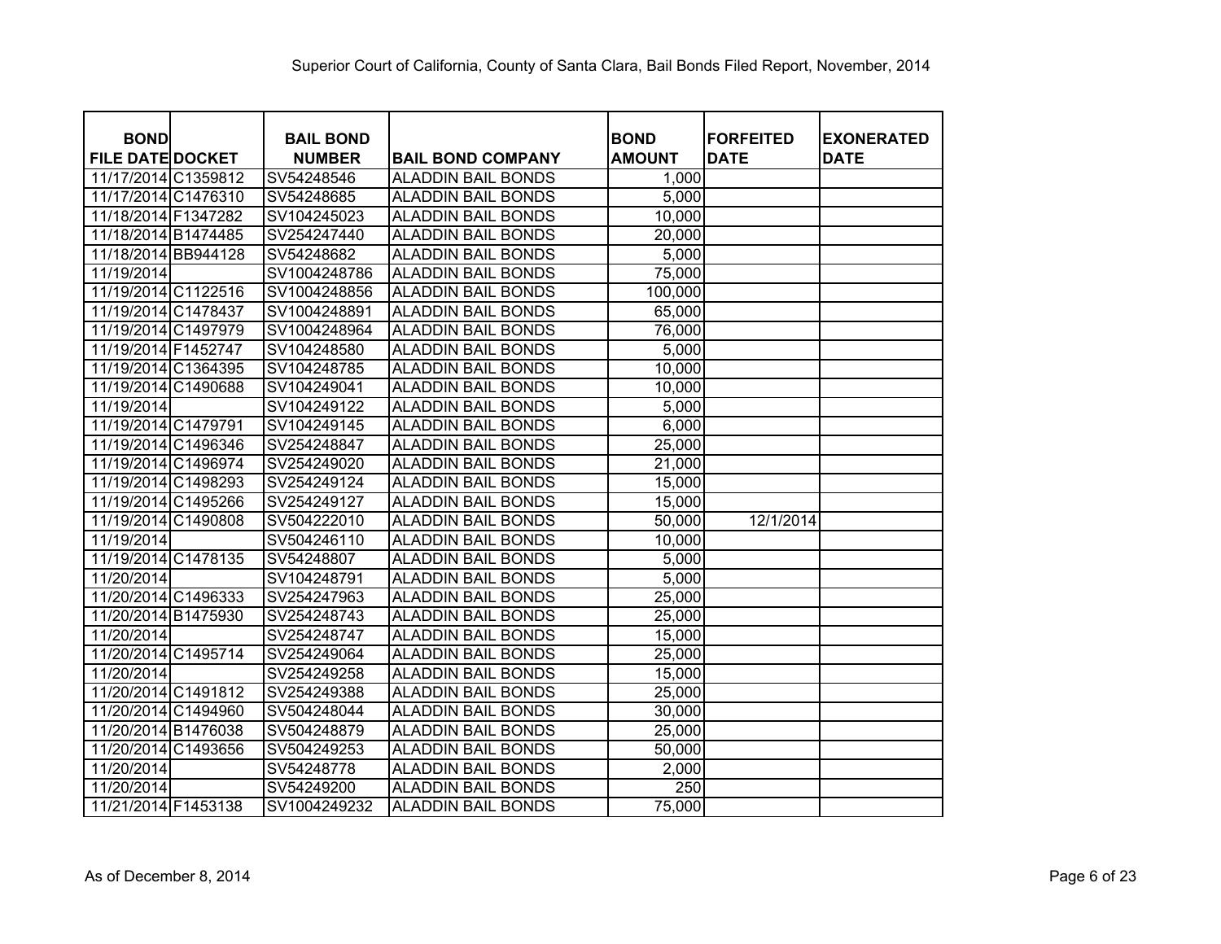Superior Court of California, County of Santa Clara, Bail Bonds Filed Report, November, 2014

| BOND FILE DATE | DOCKET | BAIL BOND NUMBER | BAIL BOND COMPANY | BOND AMOUNT | FORFEITED DATE | EXONERATED DATE |
|---|---|---|---|---|---|---|
| 11/17/2014 | C1359812 | SV54248546 | ALADDIN BAIL BONDS | 1,000 | | |
| 11/17/2014 | C1476310 | SV54248685 | ALADDIN BAIL BONDS | 5,000 | | |
| 11/18/2014 | F1347282 | SV104245023 | ALADDIN BAIL BONDS | 10,000 | | |
| 11/18/2014 | B1474485 | SV254247440 | ALADDIN BAIL BONDS | 20,000 | | |
| 11/18/2014 | BB944128 | SV54248682 | ALADDIN BAIL BONDS | 5,000 | | |
| 11/19/2014 | | SV1004248786 | ALADDIN BAIL BONDS | 75,000 | | |
| 11/19/2014 | C1122516 | SV1004248856 | ALADDIN BAIL BONDS | 100,000 | | |
| 11/19/2014 | C1478437 | SV1004248891 | ALADDIN BAIL BONDS | 65,000 | | |
| 11/19/2014 | C1497979 | SV1004248964 | ALADDIN BAIL BONDS | 76,000 | | |
| 11/19/2014 | F1452747 | SV104248580 | ALADDIN BAIL BONDS | 5,000 | | |
| 11/19/2014 | C1364395 | SV104248785 | ALADDIN BAIL BONDS | 10,000 | | |
| 11/19/2014 | C1490688 | SV104249041 | ALADDIN BAIL BONDS | 10,000 | | |
| 11/19/2014 | | SV104249122 | ALADDIN BAIL BONDS | 5,000 | | |
| 11/19/2014 | C1479791 | SV104249145 | ALADDIN BAIL BONDS | 6,000 | | |
| 11/19/2014 | C1496346 | SV254248847 | ALADDIN BAIL BONDS | 25,000 | | |
| 11/19/2014 | C1496974 | SV254249020 | ALADDIN BAIL BONDS | 21,000 | | |
| 11/19/2014 | C1498293 | SV254249124 | ALADDIN BAIL BONDS | 15,000 | | |
| 11/19/2014 | C1495266 | SV254249127 | ALADDIN BAIL BONDS | 15,000 | | |
| 11/19/2014 | C1490808 | SV504222010 | ALADDIN BAIL BONDS | 50,000 | 12/1/2014 | |
| 11/19/2014 | | SV504246110 | ALADDIN BAIL BONDS | 10,000 | | |
| 11/19/2014 | C1478135 | SV54248807 | ALADDIN BAIL BONDS | 5,000 | | |
| 11/20/2014 | | SV104248791 | ALADDIN BAIL BONDS | 5,000 | | |
| 11/20/2014 | C1496333 | SV254247963 | ALADDIN BAIL BONDS | 25,000 | | |
| 11/20/2014 | B1475930 | SV254248743 | ALADDIN BAIL BONDS | 25,000 | | |
| 11/20/2014 | | SV254248747 | ALADDIN BAIL BONDS | 15,000 | | |
| 11/20/2014 | C1495714 | SV254249064 | ALADDIN BAIL BONDS | 25,000 | | |
| 11/20/2014 | | SV254249258 | ALADDIN BAIL BONDS | 15,000 | | |
| 11/20/2014 | C1491812 | SV254249388 | ALADDIN BAIL BONDS | 25,000 | | |
| 11/20/2014 | C1494960 | SV504248044 | ALADDIN BAIL BONDS | 30,000 | | |
| 11/20/2014 | B1476038 | SV504248879 | ALADDIN BAIL BONDS | 25,000 | | |
| 11/20/2014 | C1493656 | SV504249253 | ALADDIN BAIL BONDS | 50,000 | | |
| 11/20/2014 | | SV54248778 | ALADDIN BAIL BONDS | 2,000 | | |
| 11/20/2014 | | SV54249200 | ALADDIN BAIL BONDS | 250 | | |
| 11/21/2014 | F1453138 | SV1004249232 | ALADDIN BAIL BONDS | 75,000 | | |

As of December 8, 2014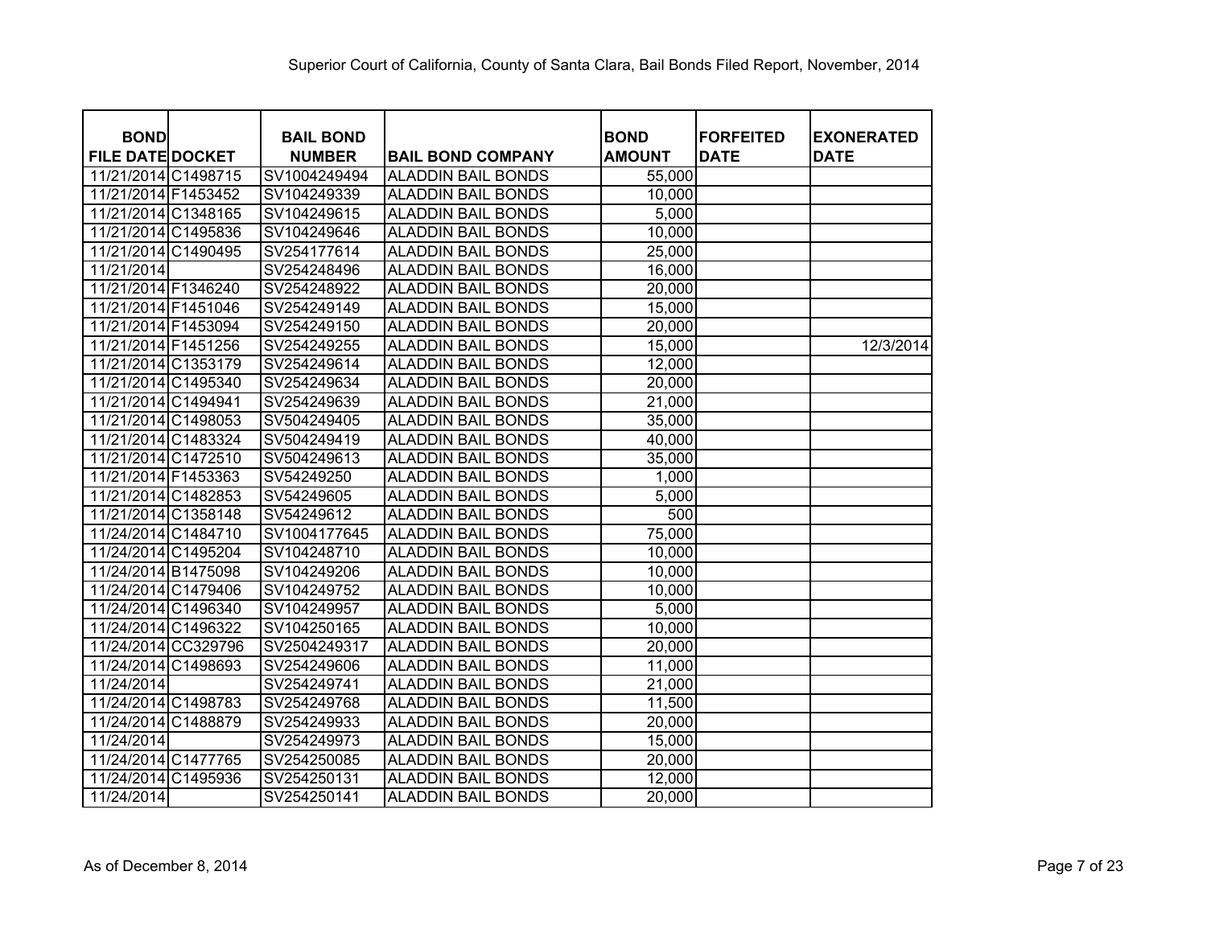Superior Court of California, County of Santa Clara, Bail Bonds Filed Report, November, 2014

| BOND FILE DATE | DOCKET | BAIL BOND NUMBER | BAIL BOND COMPANY | BOND AMOUNT | FORFEITED DATE | EXONERATED DATE |
|---|---|---|---|---|---|---|
| 11/21/2014 | C1498715 | SV1004249494 | ALADDIN BAIL BONDS | 55,000 | | |
| 11/21/2014 | F1453452 | SV104249339 | ALADDIN BAIL BONDS | 10,000 | | |
| 11/21/2014 | C1348165 | SV104249615 | ALADDIN BAIL BONDS | 5,000 | | |
| 11/21/2014 | C1495836 | SV104249646 | ALADDIN BAIL BONDS | 10,000 | | |
| 11/21/2014 | C1490495 | SV254177614 | ALADDIN BAIL BONDS | 25,000 | | |
| 11/21/2014 | | SV254248496 | ALADDIN BAIL BONDS | 16,000 | | |
| 11/21/2014 | F1346240 | SV254248922 | ALADDIN BAIL BONDS | 20,000 | | |
| 11/21/2014 | F1451046 | SV254249149 | ALADDIN BAIL BONDS | 15,000 | | |
| 11/21/2014 | F1453094 | SV254249150 | ALADDIN BAIL BONDS | 20,000 | | |
| 11/21/2014 | F1451256 | SV254249255 | ALADDIN BAIL BONDS | 15,000 | | 12/3/2014 |
| 11/21/2014 | C1353179 | SV254249614 | ALADDIN BAIL BONDS | 12,000 | | |
| 11/21/2014 | C1495340 | SV254249634 | ALADDIN BAIL BONDS | 20,000 | | |
| 11/21/2014 | C1494941 | SV254249639 | ALADDIN BAIL BONDS | 21,000 | | |
| 11/21/2014 | C1498053 | SV504249405 | ALADDIN BAIL BONDS | 35,000 | | |
| 11/21/2014 | C1483324 | SV504249419 | ALADDIN BAIL BONDS | 40,000 | | |
| 11/21/2014 | C1472510 | SV504249613 | ALADDIN BAIL BONDS | 35,000 | | |
| 11/21/2014 | F1453363 | SV54249250 | ALADDIN BAIL BONDS | 1,000 | | |
| 11/21/2014 | C1482853 | SV54249605 | ALADDIN BAIL BONDS | 5,000 | | |
| 11/21/2014 | C1358148 | SV54249612 | ALADDIN BAIL BONDS | 500 | | |
| 11/24/2014 | C1484710 | SV1004177645 | ALADDIN BAIL BONDS | 75,000 | | |
| 11/24/2014 | C1495204 | SV104248710 | ALADDIN BAIL BONDS | 10,000 | | |
| 11/24/2014 | B1475098 | SV104249206 | ALADDIN BAIL BONDS | 10,000 | | |
| 11/24/2014 | C1479406 | SV104249752 | ALADDIN BAIL BONDS | 10,000 | | |
| 11/24/2014 | C1496340 | SV104249957 | ALADDIN BAIL BONDS | 5,000 | | |
| 11/24/2014 | C1496322 | SV104250165 | ALADDIN BAIL BONDS | 10,000 | | |
| 11/24/2014 | CC329796 | SV2504249317 | ALADDIN BAIL BONDS | 20,000 | | |
| 11/24/2014 | C1498693 | SV254249606 | ALADDIN BAIL BONDS | 11,000 | | |
| 11/24/2014 | | SV254249741 | ALADDIN BAIL BONDS | 21,000 | | |
| 11/24/2014 | C1498783 | SV254249768 | ALADDIN BAIL BONDS | 11,500 | | |
| 11/24/2014 | C1488879 | SV254249933 | ALADDIN BAIL BONDS | 20,000 | | |
| 11/24/2014 | | SV254249973 | ALADDIN BAIL BONDS | 15,000 | | |
| 11/24/2014 | C1477765 | SV254250085 | ALADDIN BAIL BONDS | 20,000 | | |
| 11/24/2014 | C1495936 | SV254250131 | ALADDIN BAIL BONDS | 12,000 | | |
| 11/24/2014 | | SV254250141 | ALADDIN BAIL BONDS | 20,000 | | |

As of December 8, 2014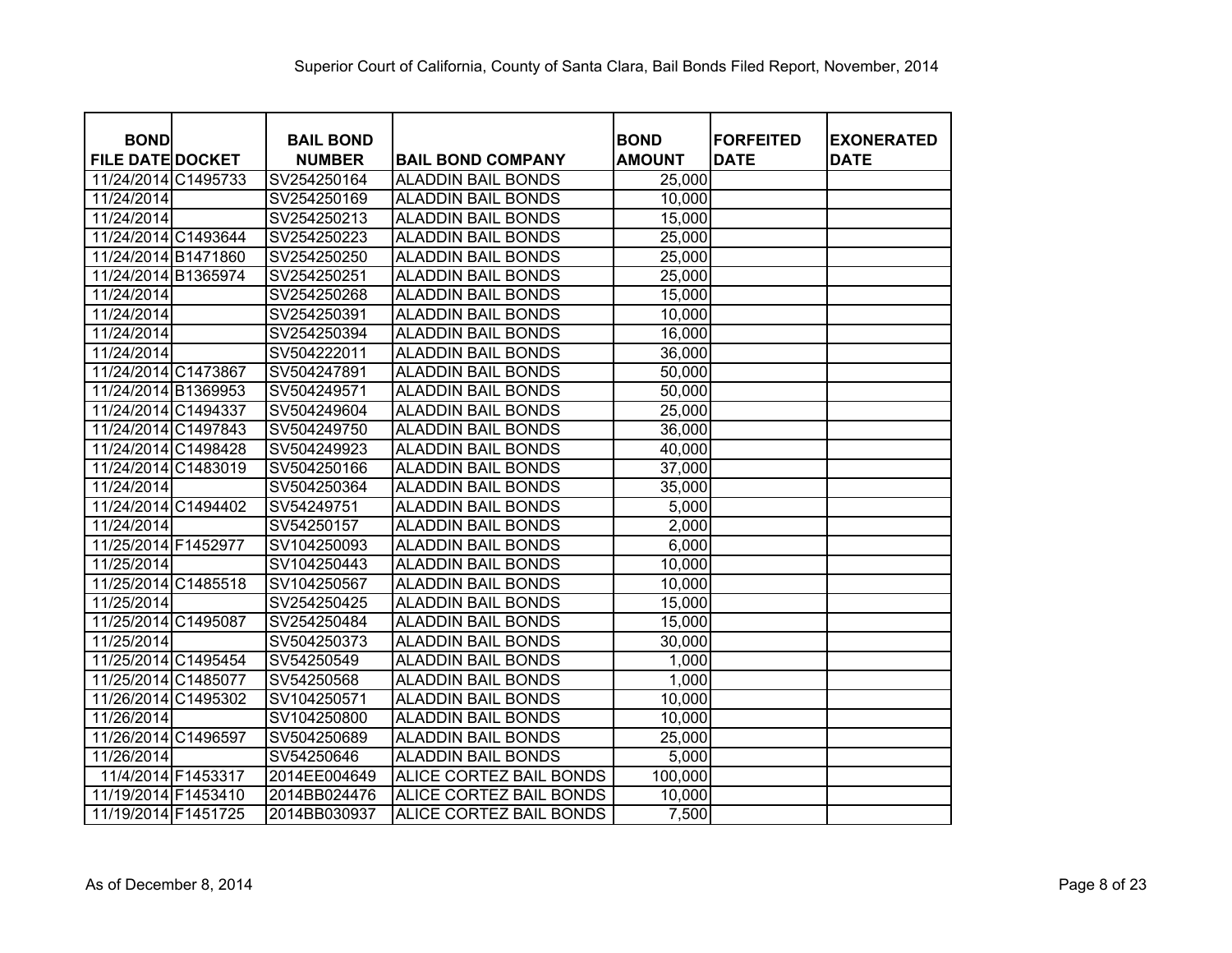Superior Court of California, County of Santa Clara, Bail Bonds Filed Report, November, 2014

| BOND FILE DATE | DOCKET | BAIL BOND NUMBER | BAIL BOND COMPANY | BOND AMOUNT | FORFEITED DATE | EXONERATED DATE |
|---|---|---|---|---|---|---|
| 11/24/2014 | C1495733 | SV254250164 | ALADDIN BAIL BONDS | 25,000 | | |
| 11/24/2014 | | SV254250169 | ALADDIN BAIL BONDS | 10,000 | | |
| 11/24/2014 | | SV254250213 | ALADDIN BAIL BONDS | 15,000 | | |
| 11/24/2014 | C1493644 | SV254250223 | ALADDIN BAIL BONDS | 25,000 | | |
| 11/24/2014 | B1471860 | SV254250250 | ALADDIN BAIL BONDS | 25,000 | | |
| 11/24/2014 | B1365974 | SV254250251 | ALADDIN BAIL BONDS | 25,000 | | |
| 11/24/2014 | | SV254250268 | ALADDIN BAIL BONDS | 15,000 | | |
| 11/24/2014 | | SV254250391 | ALADDIN BAIL BONDS | 10,000 | | |
| 11/24/2014 | | SV254250394 | ALADDIN BAIL BONDS | 16,000 | | |
| 11/24/2014 | | SV504222011 | ALADDIN BAIL BONDS | 36,000 | | |
| 11/24/2014 | C1473867 | SV504247891 | ALADDIN BAIL BONDS | 50,000 | | |
| 11/24/2014 | B1369953 | SV504249571 | ALADDIN BAIL BONDS | 50,000 | | |
| 11/24/2014 | C1494337 | SV504249604 | ALADDIN BAIL BONDS | 25,000 | | |
| 11/24/2014 | C1497843 | SV504249750 | ALADDIN BAIL BONDS | 36,000 | | |
| 11/24/2014 | C1498428 | SV504249923 | ALADDIN BAIL BONDS | 40,000 | | |
| 11/24/2014 | C1483019 | SV504250166 | ALADDIN BAIL BONDS | 37,000 | | |
| 11/24/2014 | | SV504250364 | ALADDIN BAIL BONDS | 35,000 | | |
| 11/24/2014 | C1494402 | SV54249751 | ALADDIN BAIL BONDS | 5,000 | | |
| 11/24/2014 | | SV54250157 | ALADDIN BAIL BONDS | 2,000 | | |
| 11/25/2014 | F1452977 | SV104250093 | ALADDIN BAIL BONDS | 6,000 | | |
| 11/25/2014 | | SV104250443 | ALADDIN BAIL BONDS | 10,000 | | |
| 11/25/2014 | C1485518 | SV104250567 | ALADDIN BAIL BONDS | 10,000 | | |
| 11/25/2014 | | SV254250425 | ALADDIN BAIL BONDS | 15,000 | | |
| 11/25/2014 | C1495087 | SV254250484 | ALADDIN BAIL BONDS | 15,000 | | |
| 11/25/2014 | | SV504250373 | ALADDIN BAIL BONDS | 30,000 | | |
| 11/25/2014 | C1495454 | SV54250549 | ALADDIN BAIL BONDS | 1,000 | | |
| 11/25/2014 | C1485077 | SV54250568 | ALADDIN BAIL BONDS | 1,000 | | |
| 11/26/2014 | C1495302 | SV104250571 | ALADDIN BAIL BONDS | 10,000 | | |
| 11/26/2014 | | SV104250800 | ALADDIN BAIL BONDS | 10,000 | | |
| 11/26/2014 | C1496597 | SV504250689 | ALADDIN BAIL BONDS | 25,000 | | |
| 11/26/2014 | | SV54250646 | ALADDIN BAIL BONDS | 5,000 | | |
| 11/4/2014 | F1453317 | 2014EE004649 | ALICE CORTEZ BAIL BONDS | 100,000 | | |
| 11/19/2014 | F1453410 | 2014BB024476 | ALICE CORTEZ BAIL BONDS | 10,000 | | |
| 11/19/2014 | F1451725 | 2014BB030937 | ALICE CORTEZ BAIL BONDS | 7,500 | | |

As of December 8, 2014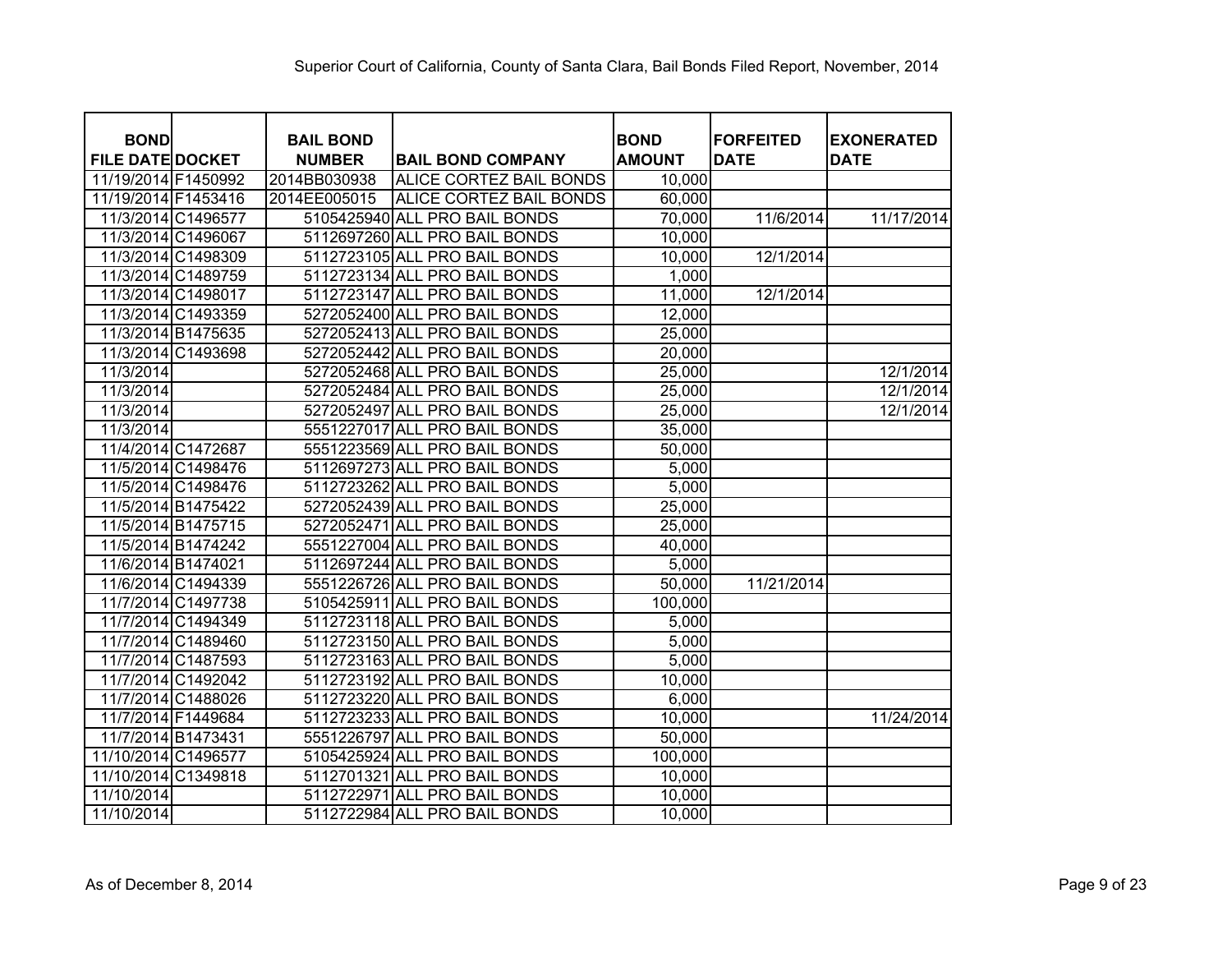Superior Court of California, County of Santa Clara, Bail Bonds Filed Report, November, 2014

| BOND FILE DATE | DOCKET | BAIL BOND NUMBER | BAIL BOND COMPANY | BOND AMOUNT | FORFEITED DATE | EXONERATED DATE |
|---|---|---|---|---|---|---|
| 11/19/2014 | F1450992 | 2014BB030938 | ALICE CORTEZ BAIL BONDS | 10,000 | | |
| 11/19/2014 | F1453416 | 2014EE005015 | ALICE CORTEZ BAIL BONDS | 60,000 | | |
| 11/3/2014 | C1496577 | 5105425940 | ALL PRO BAIL BONDS | 70,000 | 11/6/2014 | 11/17/2014 |
| 11/3/2014 | C1496067 | 5112697260 | ALL PRO BAIL BONDS | 10,000 | | |
| 11/3/2014 | C1498309 | 5112723105 | ALL PRO BAIL BONDS | 10,000 | 12/1/2014 | |
| 11/3/2014 | C1489759 | 5112723134 | ALL PRO BAIL BONDS | 1,000 | | |
| 11/3/2014 | C1498017 | 5112723147 | ALL PRO BAIL BONDS | 11,000 | 12/1/2014 | |
| 11/3/2014 | C1493359 | 5272052400 | ALL PRO BAIL BONDS | 12,000 | | |
| 11/3/2014 | B1475635 | 5272052413 | ALL PRO BAIL BONDS | 25,000 | | |
| 11/3/2014 | C1493698 | 5272052442 | ALL PRO BAIL BONDS | 20,000 | | |
| 11/3/2014 | | 5272052468 | ALL PRO BAIL BONDS | 25,000 | | 12/1/2014 |
| 11/3/2014 | | 5272052484 | ALL PRO BAIL BONDS | 25,000 | | 12/1/2014 |
| 11/3/2014 | | 5272052497 | ALL PRO BAIL BONDS | 25,000 | | 12/1/2014 |
| 11/3/2014 | | 5551227017 | ALL PRO BAIL BONDS | 35,000 | | |
| 11/4/2014 | C1472687 | 5551223569 | ALL PRO BAIL BONDS | 50,000 | | |
| 11/5/2014 | C1498476 | 5112697273 | ALL PRO BAIL BONDS | 5,000 | | |
| 11/5/2014 | C1498476 | 5112723262 | ALL PRO BAIL BONDS | 5,000 | | |
| 11/5/2014 | B1475422 | 5272052439 | ALL PRO BAIL BONDS | 25,000 | | |
| 11/5/2014 | B1475715 | 5272052471 | ALL PRO BAIL BONDS | 25,000 | | |
| 11/5/2014 | B1474242 | 5551227004 | ALL PRO BAIL BONDS | 40,000 | | |
| 11/6/2014 | B1474021 | 5112697244 | ALL PRO BAIL BONDS | 5,000 | | |
| 11/6/2014 | C1494339 | 5551226726 | ALL PRO BAIL BONDS | 50,000 | 11/21/2014 | |
| 11/7/2014 | C1497738 | 5105425911 | ALL PRO BAIL BONDS | 100,000 | | |
| 11/7/2014 | C1494349 | 5112723118 | ALL PRO BAIL BONDS | 5,000 | | |
| 11/7/2014 | C1489460 | 5112723150 | ALL PRO BAIL BONDS | 5,000 | | |
| 11/7/2014 | C1487593 | 5112723163 | ALL PRO BAIL BONDS | 5,000 | | |
| 11/7/2014 | C1492042 | 5112723192 | ALL PRO BAIL BONDS | 10,000 | | |
| 11/7/2014 | C1488026 | 5112723220 | ALL PRO BAIL BONDS | 6,000 | | |
| 11/7/2014 | F1449684 | 5112723233 | ALL PRO BAIL BONDS | 10,000 | | 11/24/2014 |
| 11/7/2014 | B1473431 | 5551226797 | ALL PRO BAIL BONDS | 50,000 | | |
| 11/10/2014 | C1496577 | 5105425924 | ALL PRO BAIL BONDS | 100,000 | | |
| 11/10/2014 | C1349818 | 5112701321 | ALL PRO BAIL BONDS | 10,000 | | |
| 11/10/2014 | | 5112722971 | ALL PRO BAIL BONDS | 10,000 | | |
| 11/10/2014 | | 5112722984 | ALL PRO BAIL BONDS | 10,000 | | |

As of December 8, 2014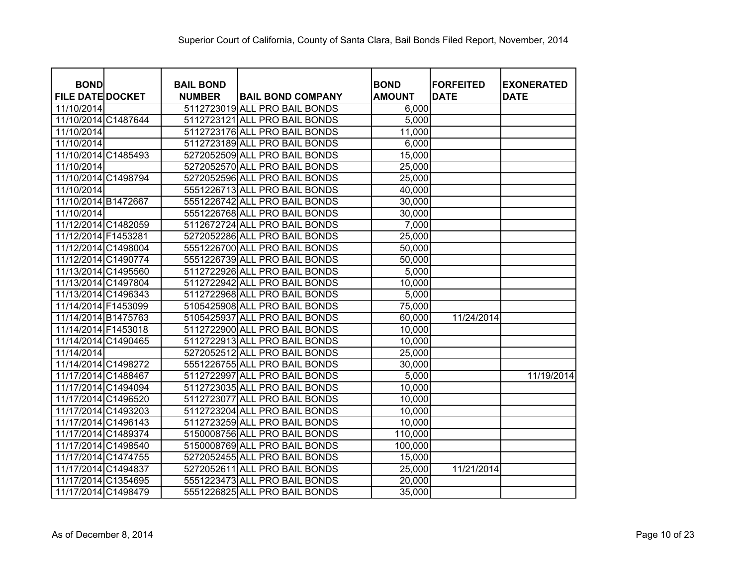Superior Court of California, County of Santa Clara, Bail Bonds Filed Report, November, 2014

| BOND FILE DATE | DOCKET | BAIL BOND NUMBER | BAIL BOND COMPANY | BOND AMOUNT | FORFEITED DATE | EXONERATED DATE |
|---|---|---|---|---|---|---|
| 11/10/2014 | | 5112723019 | ALL PRO BAIL BONDS | 6,000 | | |
| 11/10/2014 | C1487644 | 5112723121 | ALL PRO BAIL BONDS | 5,000 | | |
| 11/10/2014 | | 5112723176 | ALL PRO BAIL BONDS | 11,000 | | |
| 11/10/2014 | | 5112723189 | ALL PRO BAIL BONDS | 6,000 | | |
| 11/10/2014 | C1485493 | 5272052509 | ALL PRO BAIL BONDS | 15,000 | | |
| 11/10/2014 | | 5272052570 | ALL PRO BAIL BONDS | 25,000 | | |
| 11/10/2014 | C1498794 | 5272052596 | ALL PRO BAIL BONDS | 25,000 | | |
| 11/10/2014 | | 5551226713 | ALL PRO BAIL BONDS | 40,000 | | |
| 11/10/2014 | B1472667 | 5551226742 | ALL PRO BAIL BONDS | 30,000 | | |
| 11/10/2014 | | 5551226768 | ALL PRO BAIL BONDS | 30,000 | | |
| 11/12/2014 | C1482059 | 5112672724 | ALL PRO BAIL BONDS | 7,000 | | |
| 11/12/2014 | F1453281 | 5272052286 | ALL PRO BAIL BONDS | 25,000 | | |
| 11/12/2014 | C1498004 | 5551226700 | ALL PRO BAIL BONDS | 50,000 | | |
| 11/12/2014 | C1490774 | 5551226739 | ALL PRO BAIL BONDS | 50,000 | | |
| 11/13/2014 | C1495560 | 5112722926 | ALL PRO BAIL BONDS | 5,000 | | |
| 11/13/2014 | C1497804 | 5112722942 | ALL PRO BAIL BONDS | 10,000 | | |
| 11/13/2014 | C1496343 | 5112722968 | ALL PRO BAIL BONDS | 5,000 | | |
| 11/14/2014 | F1453099 | 5105425908 | ALL PRO BAIL BONDS | 75,000 | | |
| 11/14/2014 | B1475763 | 5105425937 | ALL PRO BAIL BONDS | 60,000 | 11/24/2014 | |
| 11/14/2014 | F1453018 | 5112722900 | ALL PRO BAIL BONDS | 10,000 | | |
| 11/14/2014 | C1490465 | 5112722913 | ALL PRO BAIL BONDS | 10,000 | | |
| 11/14/2014 | | 5272052512 | ALL PRO BAIL BONDS | 25,000 | | |
| 11/14/2014 | C1498272 | 5551226755 | ALL PRO BAIL BONDS | 30,000 | | |
| 11/17/2014 | C1488467 | 5112722997 | ALL PRO BAIL BONDS | 5,000 | | 11/19/2014 |
| 11/17/2014 | C1494094 | 5112723035 | ALL PRO BAIL BONDS | 10,000 | | |
| 11/17/2014 | C1496520 | 5112723077 | ALL PRO BAIL BONDS | 10,000 | | |
| 11/17/2014 | C1493203 | 5112723204 | ALL PRO BAIL BONDS | 10,000 | | |
| 11/17/2014 | C1496143 | 5112723259 | ALL PRO BAIL BONDS | 10,000 | | |
| 11/17/2014 | C1489374 | 5150008756 | ALL PRO BAIL BONDS | 110,000 | | |
| 11/17/2014 | C1498540 | 5150008769 | ALL PRO BAIL BONDS | 100,000 | | |
| 11/17/2014 | C1474755 | 5272052455 | ALL PRO BAIL BONDS | 15,000 | | |
| 11/17/2014 | C1494837 | 5272052611 | ALL PRO BAIL BONDS | 25,000 | 11/21/2014 | |
| 11/17/2014 | C1354695 | 5551223473 | ALL PRO BAIL BONDS | 20,000 | | |
| 11/17/2014 | C1498479 | 5551226825 | ALL PRO BAIL BONDS | 35,000 | | |

As of December 8, 2014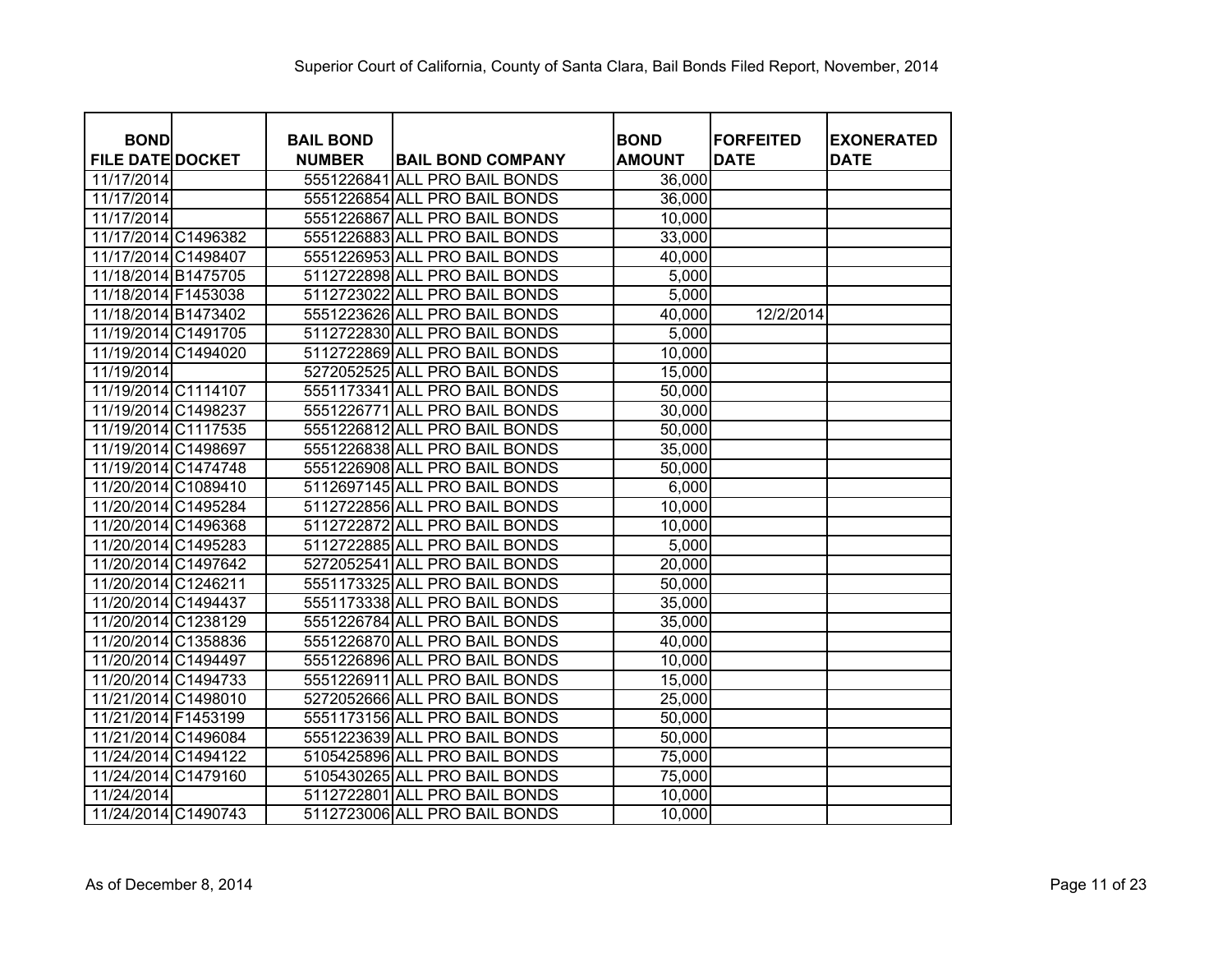Superior Court of California, County of Santa Clara, Bail Bonds Filed Report, November, 2014

| BOND FILE DATE | DOCKET | BAIL BOND NUMBER | BAIL BOND COMPANY | BOND AMOUNT | FORFEITED DATE | EXONERATED DATE |
|---|---|---|---|---|---|---|
| 11/17/2014 | | 5551226841 | ALL PRO BAIL BONDS | 36,000 | | |
| 11/17/2014 | | 5551226854 | ALL PRO BAIL BONDS | 36,000 | | |
| 11/17/2014 | | 5551226867 | ALL PRO BAIL BONDS | 10,000 | | |
| 11/17/2014 | C1496382 | 5551226883 | ALL PRO BAIL BONDS | 33,000 | | |
| 11/17/2014 | C1498407 | 5551226953 | ALL PRO BAIL BONDS | 40,000 | | |
| 11/18/2014 | B1475705 | 5112722898 | ALL PRO BAIL BONDS | 5,000 | | |
| 11/18/2014 | F1453038 | 5112723022 | ALL PRO BAIL BONDS | 5,000 | | |
| 11/18/2014 | B1473402 | 5551223626 | ALL PRO BAIL BONDS | 40,000 | 12/2/2014 | |
| 11/19/2014 | C1491705 | 5112722830 | ALL PRO BAIL BONDS | 5,000 | | |
| 11/19/2014 | C1494020 | 5112722869 | ALL PRO BAIL BONDS | 10,000 | | |
| 11/19/2014 | | 5272052525 | ALL PRO BAIL BONDS | 15,000 | | |
| 11/19/2014 | C1114107 | 5551173341 | ALL PRO BAIL BONDS | 50,000 | | |
| 11/19/2014 | C1498237 | 5551226771 | ALL PRO BAIL BONDS | 30,000 | | |
| 11/19/2014 | C1117535 | 5551226812 | ALL PRO BAIL BONDS | 50,000 | | |
| 11/19/2014 | C1498697 | 5551226838 | ALL PRO BAIL BONDS | 35,000 | | |
| 11/19/2014 | C1474748 | 5551226908 | ALL PRO BAIL BONDS | 50,000 | | |
| 11/20/2014 | C1089410 | 5112697145 | ALL PRO BAIL BONDS | 6,000 | | |
| 11/20/2014 | C1495284 | 5112722856 | ALL PRO BAIL BONDS | 10,000 | | |
| 11/20/2014 | C1496368 | 5112722872 | ALL PRO BAIL BONDS | 10,000 | | |
| 11/20/2014 | C1495283 | 5112722885 | ALL PRO BAIL BONDS | 5,000 | | |
| 11/20/2014 | C1497642 | 5272052541 | ALL PRO BAIL BONDS | 20,000 | | |
| 11/20/2014 | C1246211 | 5551173325 | ALL PRO BAIL BONDS | 50,000 | | |
| 11/20/2014 | C1494437 | 5551173338 | ALL PRO BAIL BONDS | 35,000 | | |
| 11/20/2014 | C1238129 | 5551226784 | ALL PRO BAIL BONDS | 35,000 | | |
| 11/20/2014 | C1358836 | 5551226870 | ALL PRO BAIL BONDS | 40,000 | | |
| 11/20/2014 | C1494497 | 5551226896 | ALL PRO BAIL BONDS | 10,000 | | |
| 11/20/2014 | C1494733 | 5551226911 | ALL PRO BAIL BONDS | 15,000 | | |
| 11/21/2014 | C1498010 | 5272052666 | ALL PRO BAIL BONDS | 25,000 | | |
| 11/21/2014 | F1453199 | 5551173156 | ALL PRO BAIL BONDS | 50,000 | | |
| 11/21/2014 | C1496084 | 5551223639 | ALL PRO BAIL BONDS | 50,000 | | |
| 11/24/2014 | C1494122 | 5105425896 | ALL PRO BAIL BONDS | 75,000 | | |
| 11/24/2014 | C1479160 | 5105430265 | ALL PRO BAIL BONDS | 75,000 | | |
| 11/24/2014 | | 5112722801 | ALL PRO BAIL BONDS | 10,000 | | |
| 11/24/2014 | C1490743 | 5112723006 | ALL PRO BAIL BONDS | 10,000 | | |

As of December 8, 2014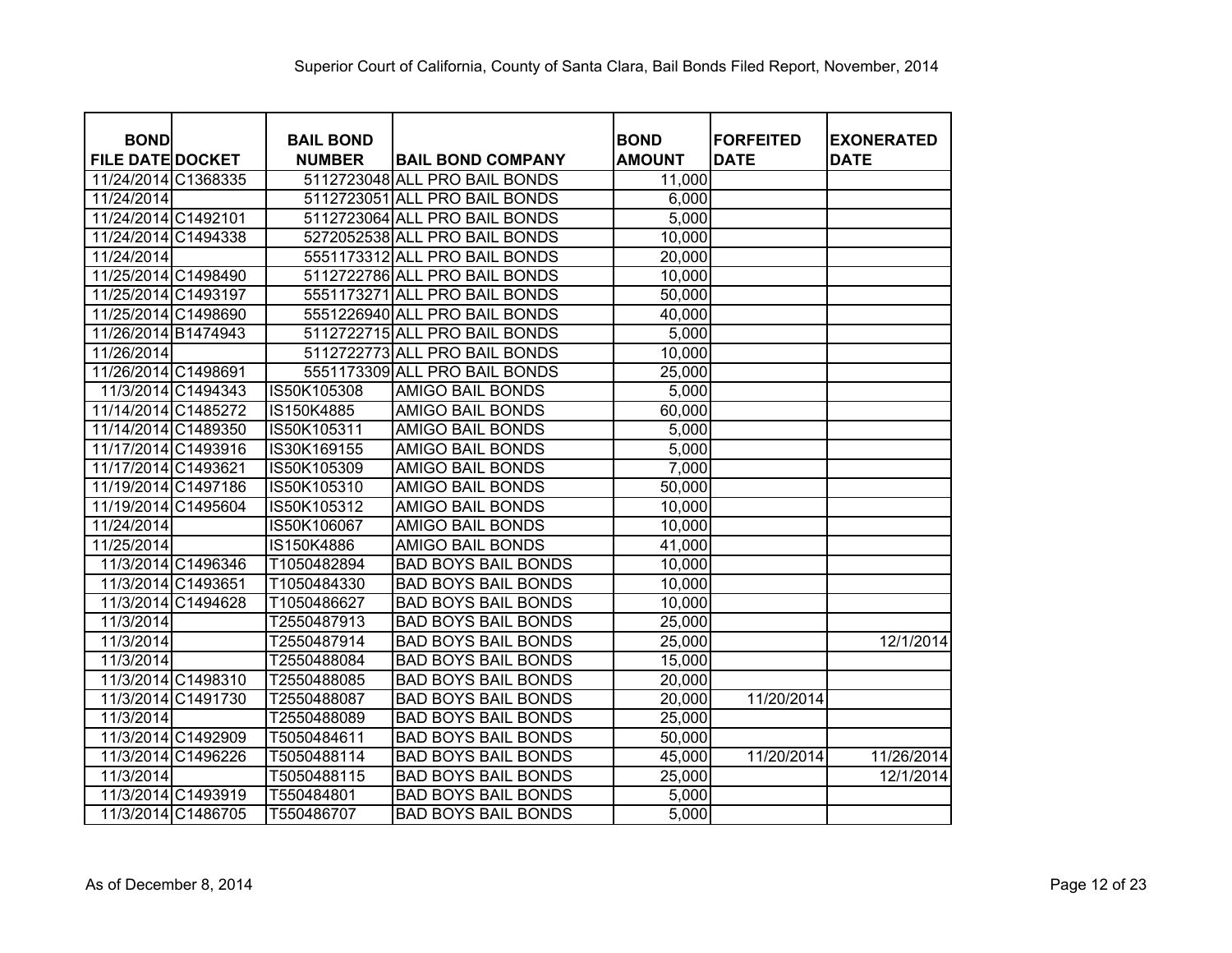Superior Court of California, County of Santa Clara, Bail Bonds Filed Report, November, 2014

| BOND FILE DATE | DOCKET | BAIL BOND NUMBER | BAIL BOND COMPANY | BOND AMOUNT | FORFEITED DATE | EXONERATED DATE |
|---|---|---|---|---|---|---|
| 11/24/2014 | C1368335 | 5112723048 | ALL PRO BAIL BONDS | 11,000 | | |
| 11/24/2014 | | 5112723051 | ALL PRO BAIL BONDS | 6,000 | | |
| 11/24/2014 | C1492101 | 5112723064 | ALL PRO BAIL BONDS | 5,000 | | |
| 11/24/2014 | C1494338 | 5272052538 | ALL PRO BAIL BONDS | 10,000 | | |
| 11/24/2014 | | 5551173312 | ALL PRO BAIL BONDS | 20,000 | | |
| 11/25/2014 | C1498490 | 5112722786 | ALL PRO BAIL BONDS | 10,000 | | |
| 11/25/2014 | C1493197 | 5551173271 | ALL PRO BAIL BONDS | 50,000 | | |
| 11/25/2014 | C1498690 | 5551226940 | ALL PRO BAIL BONDS | 40,000 | | |
| 11/26/2014 | B1474943 | 5112722715 | ALL PRO BAIL BONDS | 5,000 | | |
| 11/26/2014 | | 5112722773 | ALL PRO BAIL BONDS | 10,000 | | |
| 11/26/2014 | C1498691 | 5551173309 | ALL PRO BAIL BONDS | 25,000 | | |
| 11/3/2014 | C1494343 | IS50K105308 | AMIGO BAIL BONDS | 5,000 | | |
| 11/14/2014 | C1485272 | IS150K4885 | AMIGO BAIL BONDS | 60,000 | | |
| 11/14/2014 | C1489350 | IS50K105311 | AMIGO BAIL BONDS | 5,000 | | |
| 11/17/2014 | C1493916 | IS30K169155 | AMIGO BAIL BONDS | 5,000 | | |
| 11/17/2014 | C1493621 | IS50K105309 | AMIGO BAIL BONDS | 7,000 | | |
| 11/17/2014 | C1497186 | IS50K105310 | AMIGO BAIL BONDS | 50,000 | | |
| 11/19/2014 | C1495604 | IS50K105312 | AMIGO BAIL BONDS | 10,000 | | |
| 11/24/2014 | | IS50K106067 | AMIGO BAIL BONDS | 10,000 | | |
| 11/25/2014 | | IS150K4886 | AMIGO BAIL BONDS | 41,000 | | |
| 11/3/2014 | C1496346 | T1050482894 | BAD BOYS BAIL BONDS | 10,000 | | |
| 11/3/2014 | C1493651 | T1050484330 | BAD BOYS BAIL BONDS | 10,000 | | |
| 11/3/2014 | C1494628 | T1050486627 | BAD BOYS BAIL BONDS | 10,000 | | |
| 11/3/2014 | | T2550487913 | BAD BOYS BAIL BONDS | 25,000 | | |
| 11/3/2014 | | T2550487914 | BAD BOYS BAIL BONDS | 25,000 | | 12/1/2014 |
| 11/3/2014 | | T2550488084 | BAD BOYS BAIL BONDS | 15,000 | | |
| 11/3/2014 | C1498310 | T2550488085 | BAD BOYS BAIL BONDS | 20,000 | | |
| 11/3/2014 | C1491730 | T2550488087 | BAD BOYS BAIL BONDS | 20,000 | 11/20/2014 | |
| 11/3/2014 | | T2550488089 | BAD BOYS BAIL BONDS | 25,000 | | |
| 11/3/2014 | C1492909 | T5050484611 | BAD BOYS BAIL BONDS | 50,000 | | |
| 11/3/2014 | C1496226 | T5050488114 | BAD BOYS BAIL BONDS | 45,000 | 11/20/2014 | 11/26/2014 |
| 11/3/2014 | | T5050488115 | BAD BOYS BAIL BONDS | 25,000 | | 12/1/2014 |
| 11/3/2014 | C1493919 | T550484801 | BAD BOYS BAIL BONDS | 5,000 | | |
| 11/3/2014 | C1486705 | T550486707 | BAD BOYS BAIL BONDS | 5,000 | | |

As of December 8, 2014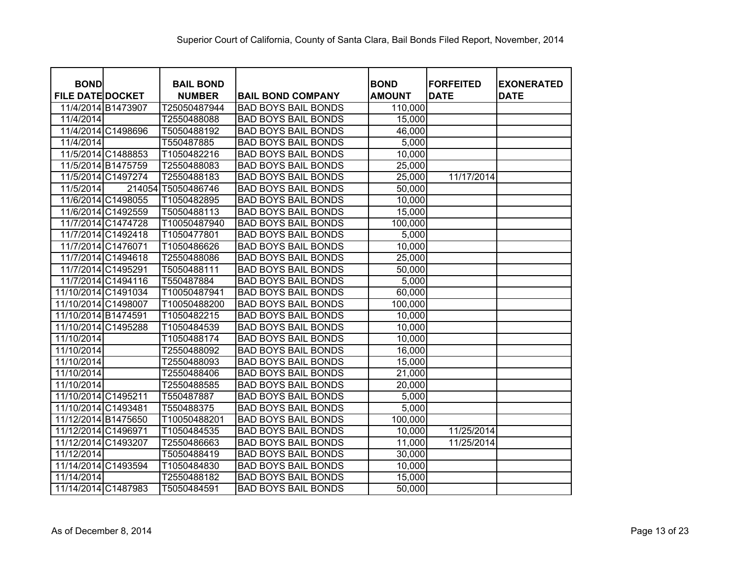Superior Court of California, County of Santa Clara, Bail Bonds Filed Report, November, 2014

| BOND FILE DATE | DOCKET | BAIL BOND NUMBER | BAIL BOND COMPANY | BOND AMOUNT | FORFEITED DATE | EXONERATED DATE |
|---|---|---|---|---|---|---|
| 11/4/2014 | B1473907 | T25050487944 | BAD BOYS BAIL BONDS | 110,000 | | |
| 11/4/2014 | | T2550488088 | BAD BOYS BAIL BONDS | 15,000 | | |
| 11/4/2014 | C1498696 | T5050488192 | BAD BOYS BAIL BONDS | 46,000 | | |
| 11/4/2014 | | T550487885 | BAD BOYS BAIL BONDS | 5,000 | | |
| 11/5/2014 | C1488853 | T1050482216 | BAD BOYS BAIL BONDS | 10,000 | | |
| 11/5/2014 | B1475759 | T2550488083 | BAD BOYS BAIL BONDS | 25,000 | | |
| 11/5/2014 | C1497274 | T2550488183 | BAD BOYS BAIL BONDS | 25,000 | 11/17/2014 | |
| 11/5/2014 | 214054 | T5050486746 | BAD BOYS BAIL BONDS | 50,000 | | |
| 11/6/2014 | C1498055 | T1050482895 | BAD BOYS BAIL BONDS | 10,000 | | |
| 11/6/2014 | C1492559 | T5050488113 | BAD BOYS BAIL BONDS | 15,000 | | |
| 11/7/2014 | C1474728 | T10050487940 | BAD BOYS BAIL BONDS | 100,000 | | |
| 11/7/2014 | C1492418 | T1050477801 | BAD BOYS BAIL BONDS | 5,000 | | |
| 11/7/2014 | C1476071 | T1050486626 | BAD BOYS BAIL BONDS | 10,000 | | |
| 11/7/2014 | C1494618 | T2550488086 | BAD BOYS BAIL BONDS | 25,000 | | |
| 11/7/2014 | C1495291 | T5050488111 | BAD BOYS BAIL BONDS | 50,000 | | |
| 11/7/2014 | C1494116 | T550487884 | BAD BOYS BAIL BONDS | 5,000 | | |
| 11/10/2014 | C1491034 | T10050487941 | BAD BOYS BAIL BONDS | 60,000 | | |
| 11/10/2014 | C1498007 | T10050488200 | BAD BOYS BAIL BONDS | 100,000 | | |
| 11/10/2014 | B1474591 | T1050482215 | BAD BOYS BAIL BONDS | 10,000 | | |
| 11/10/2014 | C1495288 | T1050484539 | BAD BOYS BAIL BONDS | 10,000 | | |
| 11/10/2014 | | T1050488174 | BAD BOYS BAIL BONDS | 10,000 | | |
| 11/10/2014 | | T2550488092 | BAD BOYS BAIL BONDS | 16,000 | | |
| 11/10/2014 | | T2550488093 | BAD BOYS BAIL BONDS | 15,000 | | |
| 11/10/2014 | | T2550488406 | BAD BOYS BAIL BONDS | 21,000 | | |
| 11/10/2014 | | T2550488585 | BAD BOYS BAIL BONDS | 20,000 | | |
| 11/10/2014 | C1495211 | T550487887 | BAD BOYS BAIL BONDS | 5,000 | | |
| 11/10/2014 | C1493481 | T550488375 | BAD BOYS BAIL BONDS | 5,000 | | |
| 11/12/2014 | B1475650 | T10050488201 | BAD BOYS BAIL BONDS | 100,000 | | |
| 11/12/2014 | C1496971 | T1050484535 | BAD BOYS BAIL BONDS | 10,000 | 11/25/2014 | |
| 11/12/2014 | C1493207 | T2550486663 | BAD BOYS BAIL BONDS | 11,000 | 11/25/2014 | |
| 11/12/2014 | | T5050488419 | BAD BOYS BAIL BONDS | 30,000 | | |
| 11/14/2014 | C1493594 | T1050484830 | BAD BOYS BAIL BONDS | 10,000 | | |
| 11/14/2014 | | T2550488182 | BAD BOYS BAIL BONDS | 15,000 | | |
| 11/14/2014 | C1487983 | T5050484591 | BAD BOYS BAIL BONDS | 50,000 | | |

As of December 8, 2014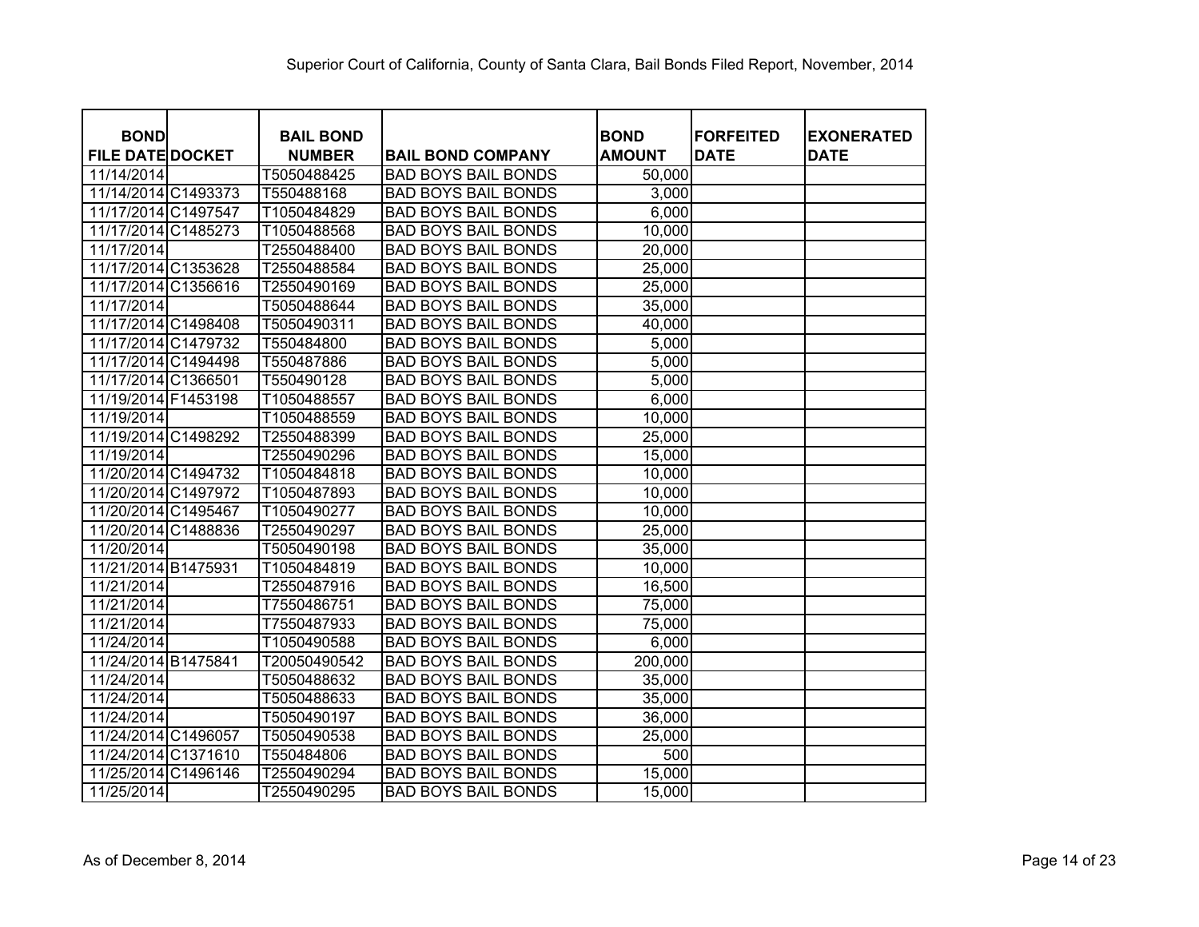Superior Court of California, County of Santa Clara, Bail Bonds Filed Report, November, 2014

| BOND FILE DATE | DOCKET | BAIL BOND NUMBER | BAIL BOND COMPANY | BOND AMOUNT | FORFEITED DATE | EXONERATED DATE |
|---|---|---|---|---|---|---|
| 11/14/2014 | | T5050488425 | BAD BOYS BAIL BONDS | 50,000 | | |
| 11/14/2014 | C1493373 | T550488168 | BAD BOYS BAIL BONDS | 3,000 | | |
| 11/17/2014 | C1497547 | T1050484829 | BAD BOYS BAIL BONDS | 6,000 | | |
| 11/17/2014 | C1485273 | T1050488568 | BAD BOYS BAIL BONDS | 10,000 | | |
| 11/17/2014 | | T2550488400 | BAD BOYS BAIL BONDS | 20,000 | | |
| 11/17/2014 | C1353628 | T2550488584 | BAD BOYS BAIL BONDS | 25,000 | | |
| 11/17/2014 | C1356616 | T2550490169 | BAD BOYS BAIL BONDS | 25,000 | | |
| 11/17/2014 | | T5050488644 | BAD BOYS BAIL BONDS | 35,000 | | |
| 11/17/2014 | C1498408 | T5050490311 | BAD BOYS BAIL BONDS | 40,000 | | |
| 11/17/2014 | C1479732 | T550484800 | BAD BOYS BAIL BONDS | 5,000 | | |
| 11/17/2014 | C1494498 | T550487886 | BAD BOYS BAIL BONDS | 5,000 | | |
| 11/17/2014 | C1366501 | T550490128 | BAD BOYS BAIL BONDS | 5,000 | | |
| 11/19/2014 | F1453198 | T1050488557 | BAD BOYS BAIL BONDS | 6,000 | | |
| 11/19/2014 | | T1050488559 | BAD BOYS BAIL BONDS | 10,000 | | |
| 11/19/2014 | C1498292 | T2550488399 | BAD BOYS BAIL BONDS | 25,000 | | |
| 11/19/2014 | | T2550490296 | BAD BOYS BAIL BONDS | 15,000 | | |
| 11/20/2014 | C1494732 | T1050484818 | BAD BOYS BAIL BONDS | 10,000 | | |
| 11/20/2014 | C1497972 | T1050487893 | BAD BOYS BAIL BONDS | 10,000 | | |
| 11/20/2014 | C1495467 | T1050490277 | BAD BOYS BAIL BONDS | 10,000 | | |
| 11/20/2014 | C1488836 | T2550490297 | BAD BOYS BAIL BONDS | 25,000 | | |
| 11/20/2014 | | T5050490198 | BAD BOYS BAIL BONDS | 35,000 | | |
| 11/21/2014 | B1475931 | T1050484819 | BAD BOYS BAIL BONDS | 10,000 | | |
| 11/21/2014 | | T2550487916 | BAD BOYS BAIL BONDS | 16,500 | | |
| 11/21/2014 | | T7550486751 | BAD BOYS BAIL BONDS | 75,000 | | |
| 11/21/2014 | | T7550487933 | BAD BOYS BAIL BONDS | 75,000 | | |
| 11/24/2014 | | T1050490588 | BAD BOYS BAIL BONDS | 6,000 | | |
| 11/24/2014 | B1475841 | T20050490542 | BAD BOYS BAIL BONDS | 200,000 | | |
| 11/24/2014 | | T5050488632 | BAD BOYS BAIL BONDS | 35,000 | | |
| 11/24/2014 | | T5050488633 | BAD BOYS BAIL BONDS | 35,000 | | |
| 11/24/2014 | | T5050490197 | BAD BOYS BAIL BONDS | 36,000 | | |
| 11/24/2014 | C1496057 | T5050490538 | BAD BOYS BAIL BONDS | 25,000 | | |
| 11/24/2014 | C1371610 | T550484806 | BAD BOYS BAIL BONDS | 500 | | |
| 11/25/2014 | C1496146 | T2550490294 | BAD BOYS BAIL BONDS | 15,000 | | |
| 11/25/2014 | | T2550490295 | BAD BOYS BAIL BONDS | 15,000 | | |

As of December 8, 2014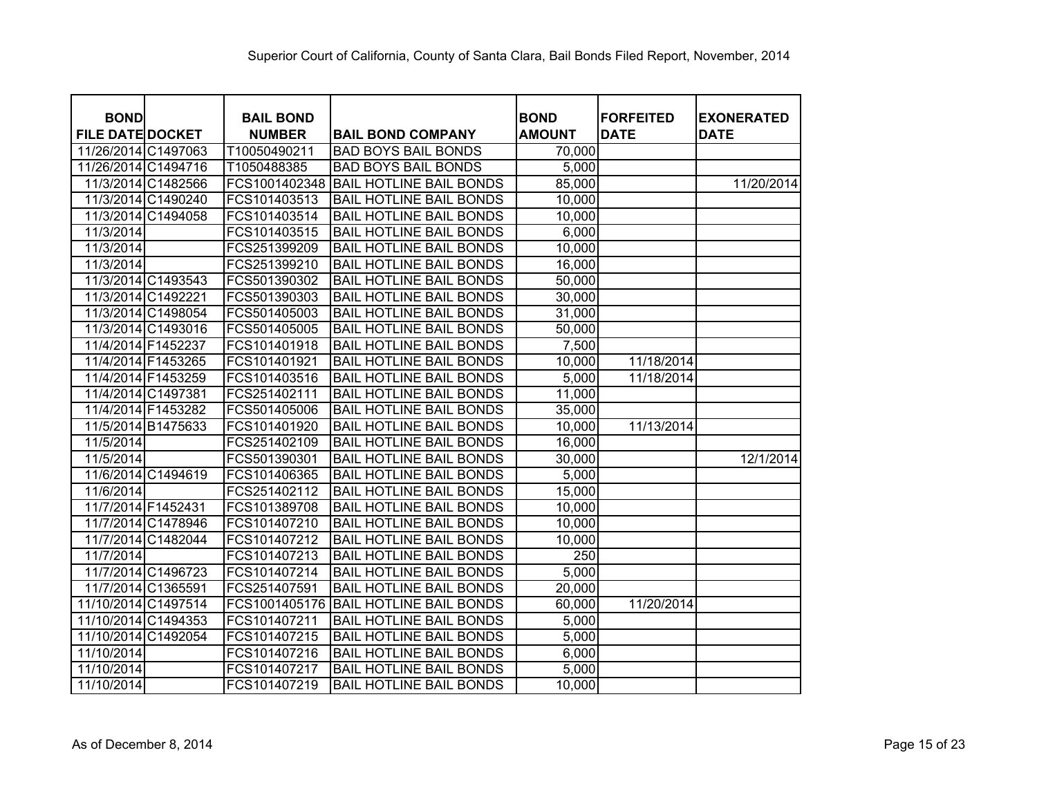Superior Court of California, County of Santa Clara, Bail Bonds Filed Report, November, 2014

| BOND FILE DATE | DOCKET | BAIL BOND NUMBER | BAIL BOND COMPANY | BOND AMOUNT | FORFEITED DATE | EXONERATED DATE |
|---|---|---|---|---|---|---|
| 11/26/2014 | C1497063 | T10050490211 | BAD BOYS BAIL BONDS | 70,000 | | |
| 11/26/2014 | C1494716 | T1050488385 | BAD BOYS BAIL BONDS | 5,000 | | |
| 11/3/2014 | C1482566 | FCS1001402348 | BAIL HOTLINE BAIL BONDS | 85,000 | | 11/20/2014 |
| 11/3/2014 | C1490240 | FCS101403513 | BAIL HOTLINE BAIL BONDS | 10,000 | | |
| 11/3/2014 | C1494058 | FCS101403514 | BAIL HOTLINE BAIL BONDS | 10,000 | | |
| 11/3/2014 | | FCS101403515 | BAIL HOTLINE BAIL BONDS | 6,000 | | |
| 11/3/2014 | | FCS251399209 | BAIL HOTLINE BAIL BONDS | 10,000 | | |
| 11/3/2014 | | FCS251399210 | BAIL HOTLINE BAIL BONDS | 16,000 | | |
| 11/3/2014 | C1493543 | FCS501390302 | BAIL HOTLINE BAIL BONDS | 50,000 | | |
| 11/3/2014 | C1492221 | FCS501390303 | BAIL HOTLINE BAIL BONDS | 30,000 | | |
| 11/3/2014 | C1498054 | FCS501405003 | BAIL HOTLINE BAIL BONDS | 31,000 | | |
| 11/3/2014 | C1493016 | FCS501405005 | BAIL HOTLINE BAIL BONDS | 50,000 | | |
| 11/4/2014 | F1452237 | FCS101401918 | BAIL HOTLINE BAIL BONDS | 7,500 | | |
| 11/4/2014 | F1453265 | FCS101401921 | BAIL HOTLINE BAIL BONDS | 10,000 | 11/18/2014 | |
| 11/4/2014 | F1453259 | FCS101403516 | BAIL HOTLINE BAIL BONDS | 5,000 | 11/18/2014 | |
| 11/4/2014 | C1497381 | FCS251402111 | BAIL HOTLINE BAIL BONDS | 11,000 | | |
| 11/4/2014 | F1453282 | FCS501405006 | BAIL HOTLINE BAIL BONDS | 35,000 | | |
| 11/5/2014 | B1475633 | FCS101401920 | BAIL HOTLINE BAIL BONDS | 10,000 | 11/13/2014 | |
| 11/5/2014 | | FCS251402109 | BAIL HOTLINE BAIL BONDS | 16,000 | | |
| 11/5/2014 | | FCS501390301 | BAIL HOTLINE BAIL BONDS | 30,000 | | 12/1/2014 |
| 11/6/2014 | C1494619 | FCS101406365 | BAIL HOTLINE BAIL BONDS | 5,000 | | |
| 11/6/2014 | | FCS251402112 | BAIL HOTLINE BAIL BONDS | 15,000 | | |
| 11/7/2014 | F1452431 | FCS101389708 | BAIL HOTLINE BAIL BONDS | 10,000 | | |
| 11/7/2014 | C1478946 | FCS101407210 | BAIL HOTLINE BAIL BONDS | 10,000 | | |
| 11/7/2014 | C1482044 | FCS101407212 | BAIL HOTLINE BAIL BONDS | 10,000 | | |
| 11/7/2014 | | FCS101407213 | BAIL HOTLINE BAIL BONDS | 250 | | |
| 11/7/2014 | C1496723 | FCS101407214 | BAIL HOTLINE BAIL BONDS | 5,000 | | |
| 11/7/2014 | C1365591 | FCS251407591 | BAIL HOTLINE BAIL BONDS | 20,000 | | |
| 11/10/2014 | C1497514 | FCS1001405176 | BAIL HOTLINE BAIL BONDS | 60,000 | 11/20/2014 | |
| 11/10/2014 | C1494353 | FCS101407211 | BAIL HOTLINE BAIL BONDS | 5,000 | | |
| 11/10/2014 | C1492054 | FCS101407215 | BAIL HOTLINE BAIL BONDS | 5,000 | | |
| 11/10/2014 | | FCS101407216 | BAIL HOTLINE BAIL BONDS | 6,000 | | |
| 11/10/2014 | | FCS101407217 | BAIL HOTLINE BAIL BONDS | 5,000 | | |
| 11/10/2014 | | FCS101407219 | BAIL HOTLINE BAIL BONDS | 10,000 | | |

As of December 8, 2014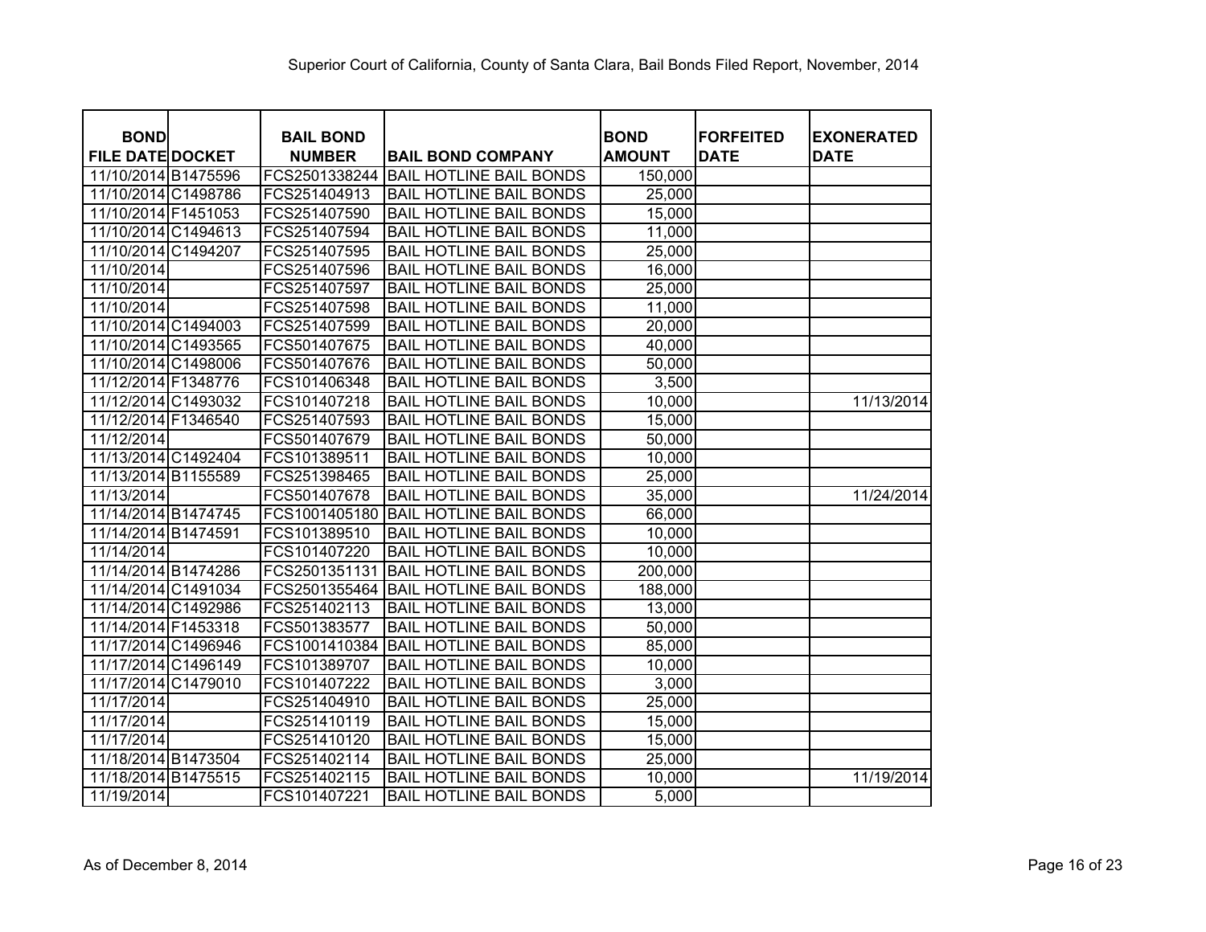Superior Court of California, County of Santa Clara, Bail Bonds Filed Report, November, 2014

| BOND FILE DATE | DOCKET | BAIL BOND NUMBER | BAIL BOND COMPANY | BOND AMOUNT | FORFEITED DATE | EXONERATED DATE |
|---|---|---|---|---|---|---|
| 11/10/2014 | B1475596 | FCS2501338244 | BAIL HOTLINE BAIL BONDS | 150,000 | | |
| 11/10/2014 | C1498786 | FCS251404913 | BAIL HOTLINE BAIL BONDS | 25,000 | | |
| 11/10/2014 | F1451053 | FCS251407590 | BAIL HOTLINE BAIL BONDS | 15,000 | | |
| 11/10/2014 | C1494613 | FCS251407594 | BAIL HOTLINE BAIL BONDS | 11,000 | | |
| 11/10/2014 | C1494207 | FCS251407595 | BAIL HOTLINE BAIL BONDS | 25,000 | | |
| 11/10/2014 | | FCS251407596 | BAIL HOTLINE BAIL BONDS | 16,000 | | |
| 11/10/2014 | | FCS251407597 | BAIL HOTLINE BAIL BONDS | 25,000 | | |
| 11/10/2014 | | FCS251407598 | BAIL HOTLINE BAIL BONDS | 11,000 | | |
| 11/10/2014 | C1494003 | FCS251407599 | BAIL HOTLINE BAIL BONDS | 20,000 | | |
| 11/10/2014 | C1493565 | FCS501407675 | BAIL HOTLINE BAIL BONDS | 40,000 | | |
| 11/10/2014 | C1498006 | FCS501407676 | BAIL HOTLINE BAIL BONDS | 50,000 | | |
| 11/12/2014 | F1348776 | FCS101406348 | BAIL HOTLINE BAIL BONDS | 3,500 | | |
| 11/12/2014 | C1493032 | FCS101407218 | BAIL HOTLINE BAIL BONDS | 10,000 | | 11/13/2014 |
| 11/12/2014 | F1346540 | FCS251407593 | BAIL HOTLINE BAIL BONDS | 15,000 | | |
| 11/12/2014 | | FCS501407679 | BAIL HOTLINE BAIL BONDS | 50,000 | | |
| 11/13/2014 | C1492404 | FCS101389511 | BAIL HOTLINE BAIL BONDS | 10,000 | | |
| 11/13/2014 | B1155589 | FCS251398465 | BAIL HOTLINE BAIL BONDS | 25,000 | | |
| 11/13/2014 | | FCS501407678 | BAIL HOTLINE BAIL BONDS | 35,000 | | 11/24/2014 |
| 11/14/2014 | B1474745 | FCS1001405180 | BAIL HOTLINE BAIL BONDS | 66,000 | | |
| 11/14/2014 | B1474591 | FCS101389510 | BAIL HOTLINE BAIL BONDS | 10,000 | | |
| 11/14/2014 | | FCS101407220 | BAIL HOTLINE BAIL BONDS | 10,000 | | |
| 11/14/2014 | B1474286 | FCS2501351131 | BAIL HOTLINE BAIL BONDS | 200,000 | | |
| 11/14/2014 | C1491034 | FCS2501355464 | BAIL HOTLINE BAIL BONDS | 188,000 | | |
| 11/14/2014 | C1492986 | FCS251402113 | BAIL HOTLINE BAIL BONDS | 13,000 | | |
| 11/14/2014 | F1453318 | FCS501383577 | BAIL HOTLINE BAIL BONDS | 50,000 | | |
| 11/17/2014 | C1496946 | FCS1001410384 | BAIL HOTLINE BAIL BONDS | 85,000 | | |
| 11/17/2014 | C1496149 | FCS101389707 | BAIL HOTLINE BAIL BONDS | 10,000 | | |
| 11/17/2014 | C1479010 | FCS101407222 | BAIL HOTLINE BAIL BONDS | 3,000 | | |
| 11/17/2014 | | FCS251404910 | BAIL HOTLINE BAIL BONDS | 25,000 | | |
| 11/17/2014 | | FCS251410119 | BAIL HOTLINE BAIL BONDS | 15,000 | | |
| 11/17/2014 | | FCS251410120 | BAIL HOTLINE BAIL BONDS | 15,000 | | |
| 11/18/2014 | B1473504 | FCS251402114 | BAIL HOTLINE BAIL BONDS | 25,000 | | |
| 11/18/2014 | B1475515 | FCS251402115 | BAIL HOTLINE BAIL BONDS | 10,000 | | 11/19/2014 |
| 11/19/2014 | | FCS101407221 | BAIL HOTLINE BAIL BONDS | 5,000 | | |

As of December 8, 2014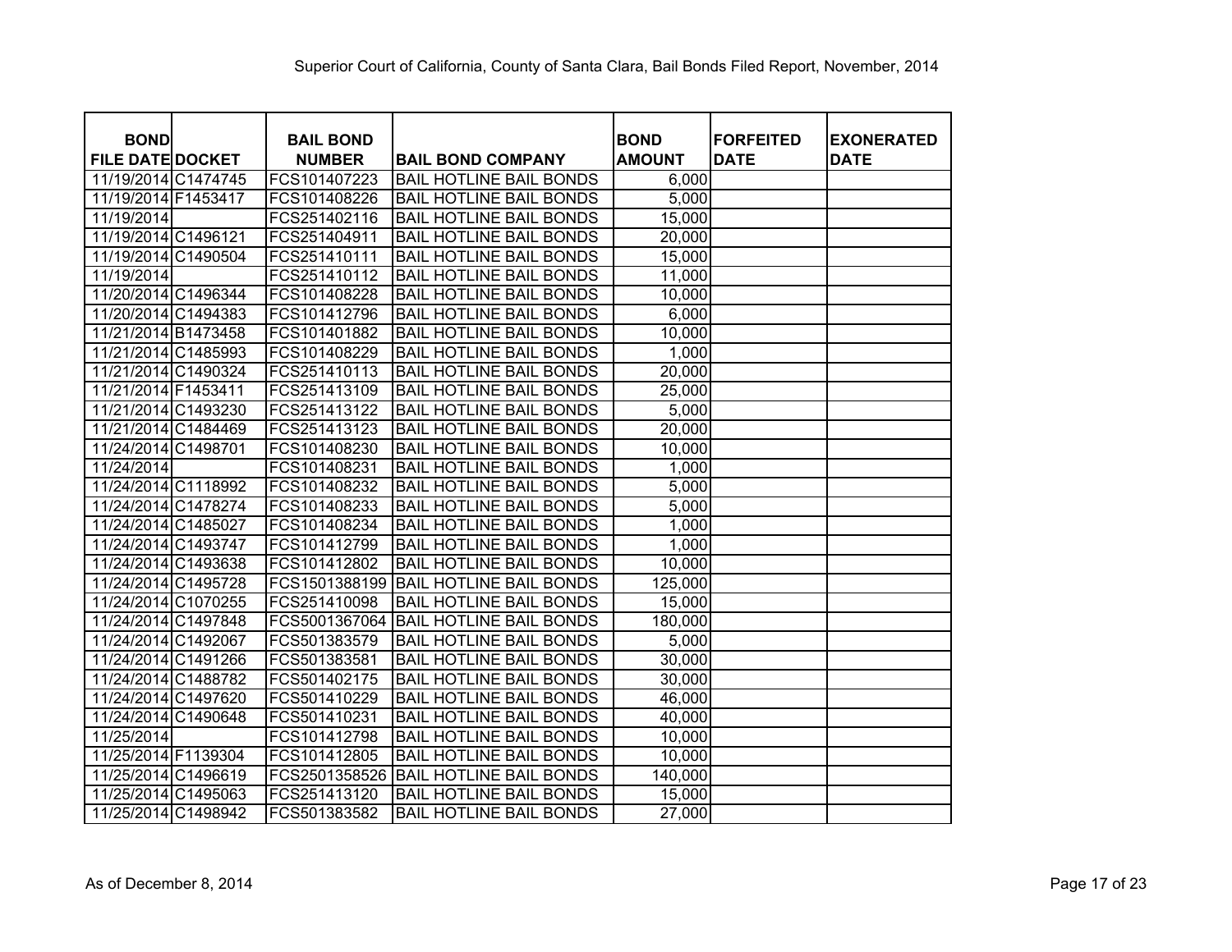Superior Court of California, County of Santa Clara, Bail Bonds Filed Report, November, 2014

| BOND FILE DATE | DOCKET | BAIL BOND NUMBER | BAIL BOND COMPANY | BOND AMOUNT | FORFEITED DATE | EXONERATED DATE |
|---|---|---|---|---|---|---|
| 11/19/2014 | C1474745 | FCS101407223 | BAIL HOTLINE BAIL BONDS | 6,000 | | |
| 11/19/2014 | F1453417 | FCS101408226 | BAIL HOTLINE BAIL BONDS | 5,000 | | |
| 11/19/2014 | | FCS251402116 | BAIL HOTLINE BAIL BONDS | 15,000 | | |
| 11/19/2014 | C1496121 | FCS251404911 | BAIL HOTLINE BAIL BONDS | 20,000 | | |
| 11/19/2014 | C1490504 | FCS251410111 | BAIL HOTLINE BAIL BONDS | 15,000 | | |
| 11/19/2014 | | FCS251410112 | BAIL HOTLINE BAIL BONDS | 11,000 | | |
| 11/20/2014 | C1496344 | FCS101408228 | BAIL HOTLINE BAIL BONDS | 10,000 | | |
| 11/20/2014 | C1494383 | FCS101412796 | BAIL HOTLINE BAIL BONDS | 6,000 | | |
| 11/21/2014 | B1473458 | FCS101401882 | BAIL HOTLINE BAIL BONDS | 10,000 | | |
| 11/21/2014 | C1485993 | FCS101408229 | BAIL HOTLINE BAIL BONDS | 1,000 | | |
| 11/21/2014 | C1490324 | FCS251410113 | BAIL HOTLINE BAIL BONDS | 20,000 | | |
| 11/21/2014 | F1453411 | FCS251413109 | BAIL HOTLINE BAIL BONDS | 25,000 | | |
| 11/21/2014 | C1493230 | FCS251413122 | BAIL HOTLINE BAIL BONDS | 5,000 | | |
| 11/21/2014 | C1484469 | FCS251413123 | BAIL HOTLINE BAIL BONDS | 20,000 | | |
| 11/24/2014 | C1498701 | FCS101408230 | BAIL HOTLINE BAIL BONDS | 10,000 | | |
| 11/24/2014 | | FCS101408231 | BAIL HOTLINE BAIL BONDS | 1,000 | | |
| 11/24/2014 | C1118992 | FCS101408232 | BAIL HOTLINE BAIL BONDS | 5,000 | | |
| 11/24/2014 | C1478274 | FCS101408233 | BAIL HOTLINE BAIL BONDS | 5,000 | | |
| 11/24/2014 | C1485027 | FCS101408234 | BAIL HOTLINE BAIL BONDS | 1,000 | | |
| 11/24/2014 | C1493747 | FCS101412799 | BAIL HOTLINE BAIL BONDS | 1,000 | | |
| 11/24/2014 | C1493638 | FCS101412802 | BAIL HOTLINE BAIL BONDS | 10,000 | | |
| 11/24/2014 | C1495728 | FCS1501388199 | BAIL HOTLINE BAIL BONDS | 125,000 | | |
| 11/24/2014 | C1070255 | FCS251410098 | BAIL HOTLINE BAIL BONDS | 15,000 | | |
| 11/24/2014 | C1497848 | FCS5001367064 | BAIL HOTLINE BAIL BONDS | 180,000 | | |
| 11/24/2014 | C1492067 | FCS501383579 | BAIL HOTLINE BAIL BONDS | 5,000 | | |
| 11/24/2014 | C1491266 | FCS501383581 | BAIL HOTLINE BAIL BONDS | 30,000 | | |
| 11/24/2014 | C1488782 | FCS501402175 | BAIL HOTLINE BAIL BONDS | 30,000 | | |
| 11/24/2014 | C1497620 | FCS501410229 | BAIL HOTLINE BAIL BONDS | 46,000 | | |
| 11/24/2014 | C1490648 | FCS501410231 | BAIL HOTLINE BAIL BONDS | 40,000 | | |
| 11/25/2014 | | FCS101412798 | BAIL HOTLINE BAIL BONDS | 10,000 | | |
| 11/25/2014 | F1139304 | FCS101412805 | BAIL HOTLINE BAIL BONDS | 10,000 | | |
| 11/25/2014 | C1496619 | FCS2501358526 | BAIL HOTLINE BAIL BONDS | 140,000 | | |
| 11/25/2014 | C1495063 | FCS251413120 | BAIL HOTLINE BAIL BONDS | 15,000 | | |
| 11/25/2014 | C1498942 | FCS501383582 | BAIL HOTLINE BAIL BONDS | 27,000 | | |

As of December 8, 2014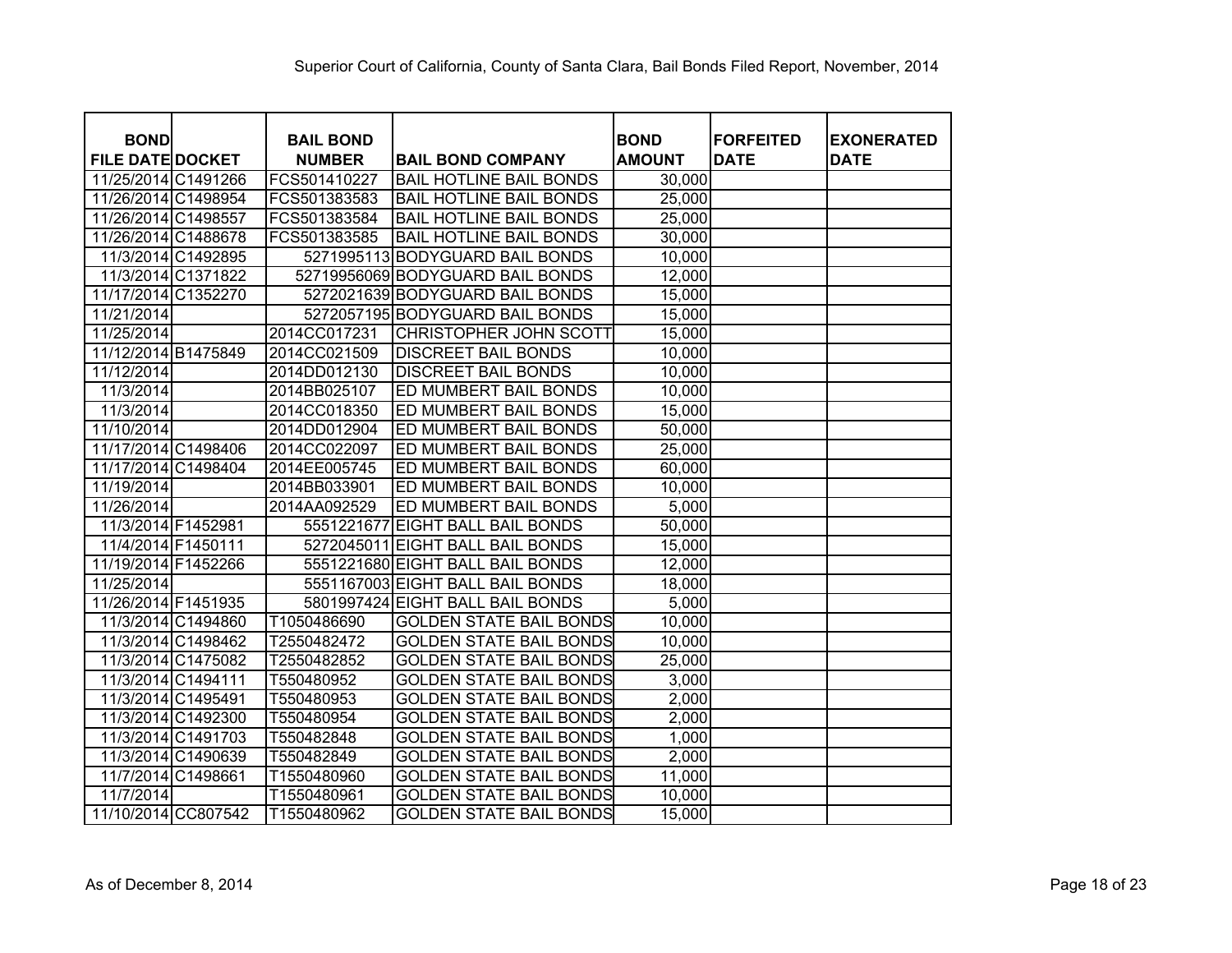Superior Court of California, County of Santa Clara, Bail Bonds Filed Report, November, 2014

| BOND FILE DATE | DOCKET | BAIL BOND NUMBER | BAIL BOND COMPANY | BOND AMOUNT | FORFEITED DATE | EXONERATED DATE |
|---|---|---|---|---|---|---|
| 11/25/2014 | C1491266 | FCS501410227 | BAIL HOTLINE BAIL BONDS | 30,000 | | |
| 11/26/2014 | C1498954 | FCS501383583 | BAIL HOTLINE BAIL BONDS | 25,000 | | |
| 11/26/2014 | C1498557 | FCS501383584 | BAIL HOTLINE BAIL BONDS | 25,000 | | |
| 11/26/2014 | C1488678 | FCS501383585 | BAIL HOTLINE BAIL BONDS | 30,000 | | |
| 11/3/2014 | C1492895 | 5271995113 | BODYGUARD BAIL BONDS | 10,000 | | |
| 11/3/2014 | C1371822 | 52719956069 | BODYGUARD BAIL BONDS | 12,000 | | |
| 11/17/2014 | C1352270 | 5272021639 | BODYGUARD BAIL BONDS | 15,000 | | |
| 11/21/2014 | | 5272057195 | BODYGUARD BAIL BONDS | 15,000 | | |
| 11/25/2014 | | 2014CC017231 | CHRISTOPHER JOHN SCOTT | 15,000 | | |
| 11/12/2014 | B1475849 | 2014CC021509 | DISCREET BAIL BONDS | 10,000 | | |
| 11/12/2014 | | 2014DD012130 | DISCREET BAIL BONDS | 10,000 | | |
| 11/3/2014 | | 2014BB025107 | ED MUMBERT BAIL BONDS | 10,000 | | |
| 11/3/2014 | | 2014CC018350 | ED MUMBERT BAIL BONDS | 15,000 | | |
| 11/10/2014 | | 2014DD012904 | ED MUMBERT BAIL BONDS | 50,000 | | |
| 11/17/2014 | C1498406 | 2014CC022097 | ED MUMBERT BAIL BONDS | 25,000 | | |
| 11/17/2014 | C1498404 | 2014EE005745 | ED MUMBERT BAIL BONDS | 60,000 | | |
| 11/19/2014 | | 2014BB033901 | ED MUMBERT BAIL BONDS | 10,000 | | |
| 11/26/2014 | | 2014AA092529 | ED MUMBERT BAIL BONDS | 5,000 | | |
| 11/3/2014 | F1452981 | 5551221677 | EIGHT BALL BAIL BONDS | 50,000 | | |
| 11/4/2014 | F1450111 | 5272045011 | EIGHT BALL BAIL BONDS | 15,000 | | |
| 11/19/2014 | F1452266 | 5551221680 | EIGHT BALL BAIL BONDS | 12,000 | | |
| 11/25/2014 | | 5551167003 | EIGHT BALL BAIL BONDS | 18,000 | | |
| 11/26/2014 | F1451935 | 5801997424 | EIGHT BALL BAIL BONDS | 5,000 | | |
| 11/3/2014 | C1494860 | T1050486690 | GOLDEN STATE BAIL BONDS | 10,000 | | |
| 11/3/2014 | C1498462 | T2550482472 | GOLDEN STATE BAIL BONDS | 10,000 | | |
| 11/3/2014 | C1475082 | T2550482852 | GOLDEN STATE BAIL BONDS | 25,000 | | |
| 11/3/2014 | C1494111 | T550480952 | GOLDEN STATE BAIL BONDS | 3,000 | | |
| 11/3/2014 | C1495491 | T550480953 | GOLDEN STATE BAIL BONDS | 2,000 | | |
| 11/3/2014 | C1492300 | T550480954 | GOLDEN STATE BAIL BONDS | 2,000 | | |
| 11/3/2014 | C1491703 | T550482848 | GOLDEN STATE BAIL BONDS | 1,000 | | |
| 11/3/2014 | C1490639 | T550482849 | GOLDEN STATE BAIL BONDS | 2,000 | | |
| 11/7/2014 | C1498661 | T1550480960 | GOLDEN STATE BAIL BONDS | 11,000 | | |
| 11/7/2014 | | T1550480961 | GOLDEN STATE BAIL BONDS | 10,000 | | |
| 11/10/2014 | CC807542 | T1550480962 | GOLDEN STATE BAIL BONDS | 15,000 | | |

As of December 8, 2014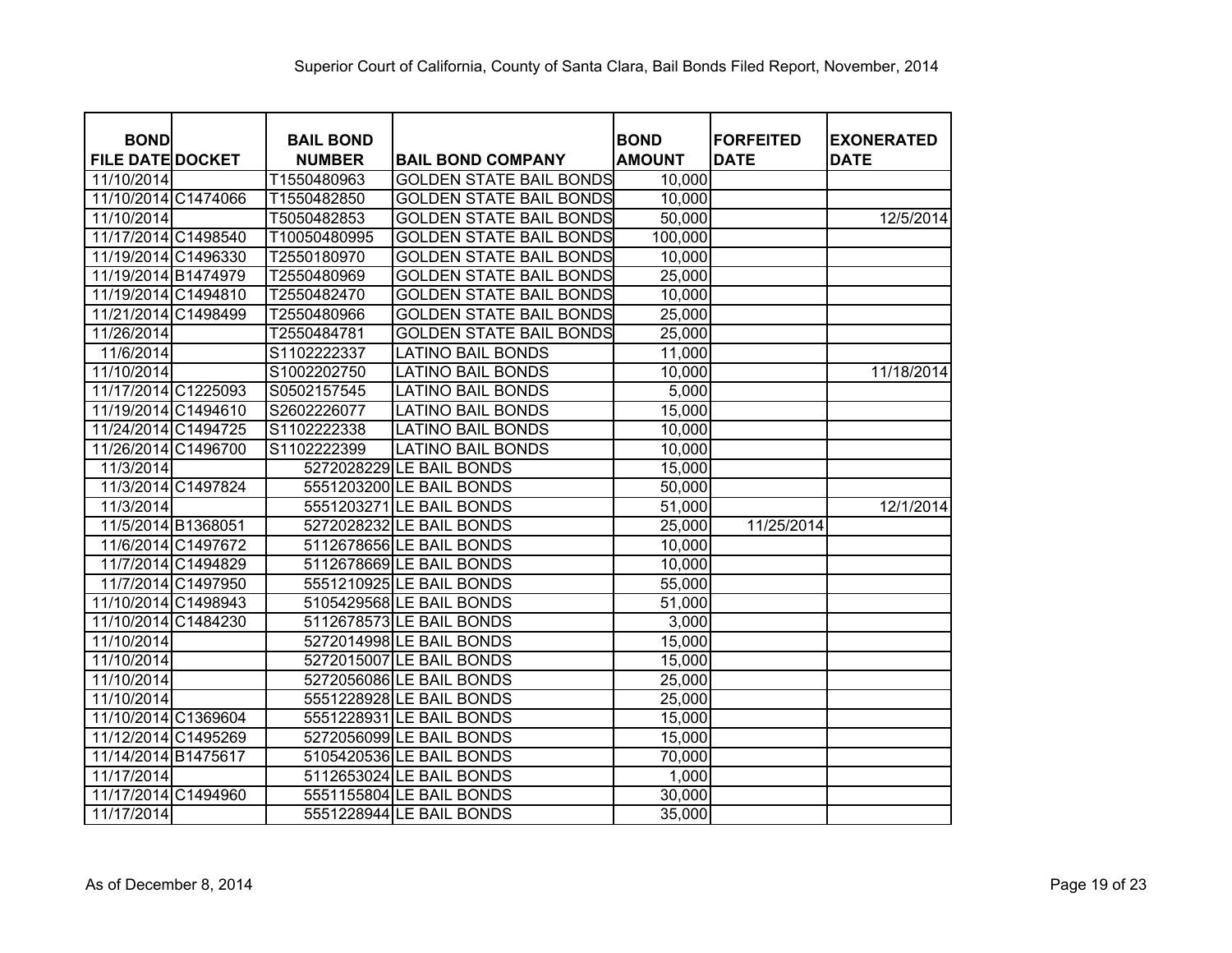Superior Court of California, County of Santa Clara, Bail Bonds Filed Report, November, 2014

| BOND FILE DATE | DOCKET | BAIL BOND NUMBER | BAIL BOND COMPANY | BOND AMOUNT | FORFEITED DATE | EXONERATED DATE |
|---|---|---|---|---|---|---|
| 11/10/2014 | | T1550480963 | GOLDEN STATE BAIL BONDS | 10,000 | | |
| 11/10/2014 | C1474066 | T1550482850 | GOLDEN STATE BAIL BONDS | 10,000 | | |
| 11/10/2014 | | T5050482853 | GOLDEN STATE BAIL BONDS | 50,000 | | 12/5/2014 |
| 11/17/2014 | C1498540 | T10050480995 | GOLDEN STATE BAIL BONDS | 100,000 | | |
| 11/19/2014 | C1496330 | T2550180970 | GOLDEN STATE BAIL BONDS | 10,000 | | |
| 11/19/2014 | B1474979 | T2550480969 | GOLDEN STATE BAIL BONDS | 25,000 | | |
| 11/19/2014 | C1494810 | T2550482470 | GOLDEN STATE BAIL BONDS | 10,000 | | |
| 11/21/2014 | C1498499 | T2550480966 | GOLDEN STATE BAIL BONDS | 25,000 | | |
| 11/26/2014 | | T2550484781 | GOLDEN STATE BAIL BONDS | 25,000 | | |
| 11/6/2014 | | S1102222337 | LATINO BAIL BONDS | 11,000 | | |
| 11/10/2014 | | S1002202750 | LATINO BAIL BONDS | 10,000 | | 11/18/2014 |
| 11/17/2014 | C1225093 | S0502157545 | LATINO BAIL BONDS | 5,000 | | |
| 11/19/2014 | C1494610 | S2602226077 | LATINO BAIL BONDS | 15,000 | | |
| 11/24/2014 | C1494725 | S1102222338 | LATINO BAIL BONDS | 10,000 | | |
| 11/26/2014 | C1496700 | S1102222399 | LATINO BAIL BONDS | 10,000 | | |
| 11/3/2014 | | 5272028229 | LE BAIL BONDS | 15,000 | | |
| 11/3/2014 | C1497824 | 5551203200 | LE BAIL BONDS | 50,000 | | |
| 11/3/2014 | | 5551203271 | LE BAIL BONDS | 51,000 | | 12/1/2014 |
| 11/5/2014 | B1368051 | 5272028232 | LE BAIL BONDS | 25,000 | 11/25/2014 | |
| 11/6/2014 | C1497672 | 5112678656 | LE BAIL BONDS | 10,000 | | |
| 11/7/2014 | C1494829 | 5112678669 | LE BAIL BONDS | 10,000 | | |
| 11/7/2014 | C1497950 | 5551210925 | LE BAIL BONDS | 55,000 | | |
| 11/10/2014 | C1498943 | 5105429568 | LE BAIL BONDS | 51,000 | | |
| 11/10/2014 | C1484230 | 5112678573 | LE BAIL BONDS | 3,000 | | |
| 11/10/2014 | | 5272014998 | LE BAIL BONDS | 15,000 | | |
| 11/10/2014 | | 5272015007 | LE BAIL BONDS | 15,000 | | |
| 11/10/2014 | | 5272056086 | LE BAIL BONDS | 25,000 | | |
| 11/10/2014 | | 5551228928 | LE BAIL BONDS | 25,000 | | |
| 11/10/2014 | C1369604 | 5551228931 | LE BAIL BONDS | 15,000 | | |
| 11/12/2014 | C1495269 | 5272056099 | LE BAIL BONDS | 15,000 | | |
| 11/14/2014 | B1475617 | 5105420536 | LE BAIL BONDS | 70,000 | | |
| 11/17/2014 | | 5112653024 | LE BAIL BONDS | 1,000 | | |
| 11/17/2014 | C1494960 | 5551155804 | LE BAIL BONDS | 30,000 | | |
| 11/17/2014 | | 5551228944 | LE BAIL BONDS | 35,000 | | |

As of December 8, 2014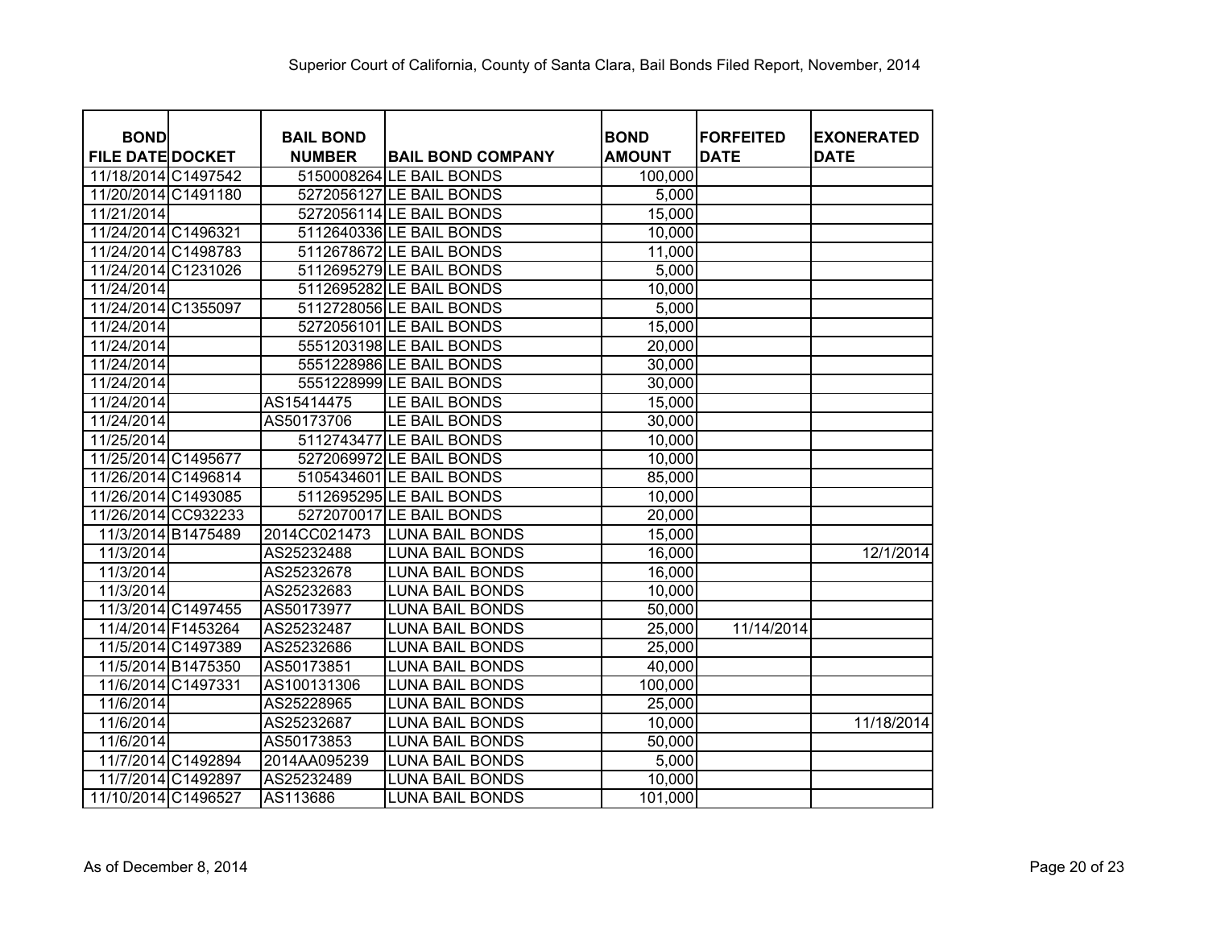Superior Court of California, County of Santa Clara, Bail Bonds Filed Report, November, 2014

| BOND FILE DATE | DOCKET | BAIL BOND NUMBER | BAIL BOND COMPANY | BOND AMOUNT | FORFEITED DATE | EXONERATED DATE |
|---|---|---|---|---|---|---|
| 11/18/2014 | C1497542 | 5150008264 | LE BAIL BONDS | 100,000 | | |
| 11/20/2014 | C1491180 | 5272056127 | LE BAIL BONDS | 5,000 | | |
| 11/21/2014 | | 5272056114 | LE BAIL BONDS | 15,000 | | |
| 11/24/2014 | C1496321 | 5112640336 | LE BAIL BONDS | 10,000 | | |
| 11/24/2014 | C1498783 | 5112678672 | LE BAIL BONDS | 11,000 | | |
| 11/24/2014 | C1231026 | 5112695279 | LE BAIL BONDS | 5,000 | | |
| 11/24/2014 | | 5112695282 | LE BAIL BONDS | 10,000 | | |
| 11/24/2014 | C1355097 | 5112728056 | LE BAIL BONDS | 5,000 | | |
| 11/24/2014 | | 5272056101 | LE BAIL BONDS | 15,000 | | |
| 11/24/2014 | | 5551203198 | LE BAIL BONDS | 20,000 | | |
| 11/24/2014 | | 5551228986 | LE BAIL BONDS | 30,000 | | |
| 11/24/2014 | | 5551228999 | LE BAIL BONDS | 30,000 | | |
| 11/24/2014 | | AS15414475 | LE BAIL BONDS | 15,000 | | |
| 11/24/2014 | | AS50173706 | LE BAIL BONDS | 30,000 | | |
| 11/25/2014 | | 5112743477 | LE BAIL BONDS | 10,000 | | |
| 11/25/2014 | C1495677 | 5272069972 | LE BAIL BONDS | 10,000 | | |
| 11/26/2014 | C1496814 | 5105434601 | LE BAIL BONDS | 85,000 | | |
| 11/26/2014 | C1493085 | 5112695295 | LE BAIL BONDS | 10,000 | | |
| 11/26/2014 | CC932233 | 5272070017 | LE BAIL BONDS | 20,000 | | |
| 11/3/2014 | B1475489 | 2014CC021473 | LUNA BAIL BONDS | 15,000 | | |
| 11/3/2014 | | AS25232488 | LUNA BAIL BONDS | 16,000 | | 12/1/2014 |
| 11/3/2014 | | AS25232678 | LUNA BAIL BONDS | 16,000 | | |
| 11/3/2014 | | AS25232683 | LUNA BAIL BONDS | 10,000 | | |
| 11/3/2014 | C1497455 | AS50173977 | LUNA BAIL BONDS | 50,000 | | |
| 11/4/2014 | F1453264 | AS25232487 | LUNA BAIL BONDS | 25,000 | 11/14/2014 | |
| 11/5/2014 | C1497389 | AS25232686 | LUNA BAIL BONDS | 25,000 | | |
| 11/5/2014 | B1475350 | AS50173851 | LUNA BAIL BONDS | 40,000 | | |
| 11/6/2014 | C1497331 | AS100131306 | LUNA BAIL BONDS | 100,000 | | |
| 11/6/2014 | | AS25228965 | LUNA BAIL BONDS | 25,000 | | |
| 11/6/2014 | | AS25232687 | LUNA BAIL BONDS | 10,000 | | 11/18/2014 |
| 11/6/2014 | | AS50173853 | LUNA BAIL BONDS | 50,000 | | |
| 11/7/2014 | C1492894 | 2014AA095239 | LUNA BAIL BONDS | 5,000 | | |
| 11/7/2014 | C1492897 | AS25232489 | LUNA BAIL BONDS | 10,000 | | |
| 11/10/2014 | C1496527 | AS113686 | LUNA BAIL BONDS | 101,000 | | |

As of December 8, 2014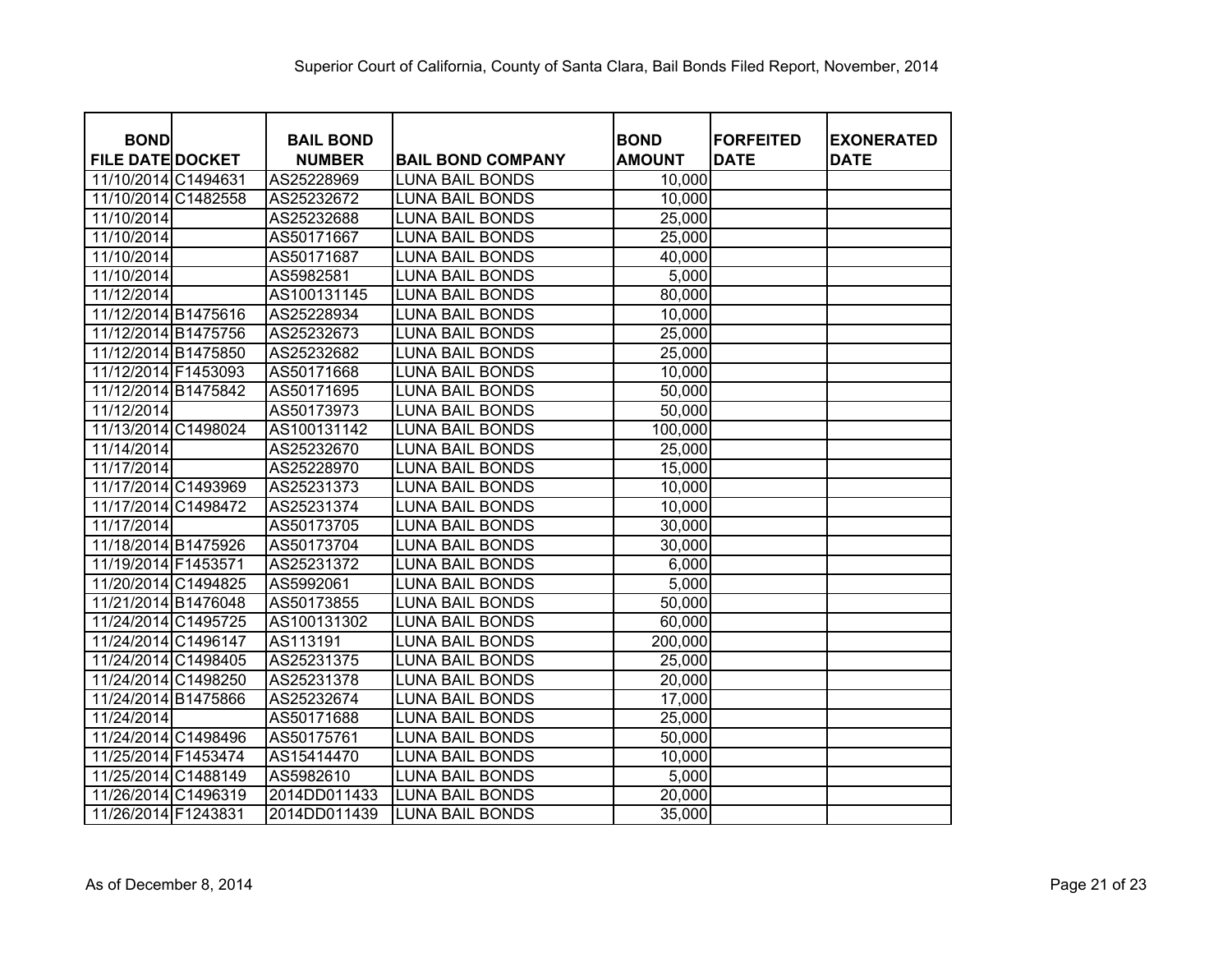Superior Court of California, County of Santa Clara, Bail Bonds Filed Report, November, 2014

| BOND FILE DATE | DOCKET | BAIL BOND NUMBER | BAIL BOND COMPANY | BOND AMOUNT | FORFEITED DATE | EXONERATED DATE |
|---|---|---|---|---|---|---|
| 11/10/2014 | C1494631 | AS25228969 | LUNA BAIL BONDS | 10,000 | | |
| 11/10/2014 | C1482558 | AS25232672 | LUNA BAIL BONDS | 10,000 | | |
| 11/10/2014 | | AS25232688 | LUNA BAIL BONDS | 25,000 | | |
| 11/10/2014 | | AS50171667 | LUNA BAIL BONDS | 25,000 | | |
| 11/10/2014 | | AS50171687 | LUNA BAIL BONDS | 40,000 | | |
| 11/10/2014 | | AS5982581 | LUNA BAIL BONDS | 5,000 | | |
| 11/12/2014 | | AS100131145 | LUNA BAIL BONDS | 80,000 | | |
| 11/12/2014 | B1475616 | AS25228934 | LUNA BAIL BONDS | 10,000 | | |
| 11/12/2014 | B1475756 | AS25232673 | LUNA BAIL BONDS | 25,000 | | |
| 11/12/2014 | B1475850 | AS25232682 | LUNA BAIL BONDS | 25,000 | | |
| 11/12/2014 | F1453093 | AS50171668 | LUNA BAIL BONDS | 10,000 | | |
| 11/12/2014 | B1475842 | AS50171695 | LUNA BAIL BONDS | 50,000 | | |
| 11/12/2014 | | AS50173973 | LUNA BAIL BONDS | 50,000 | | |
| 11/13/2014 | C1498024 | AS100131142 | LUNA BAIL BONDS | 100,000 | | |
| 11/14/2014 | | AS25232670 | LUNA BAIL BONDS | 25,000 | | |
| 11/17/2014 | | AS25228970 | LUNA BAIL BONDS | 15,000 | | |
| 11/17/2014 | C1493969 | AS25231373 | LUNA BAIL BONDS | 10,000 | | |
| 11/17/2014 | C1498472 | AS25231374 | LUNA BAIL BONDS | 10,000 | | |
| 11/17/2014 | | AS50173705 | LUNA BAIL BONDS | 30,000 | | |
| 11/18/2014 | B1475926 | AS50173704 | LUNA BAIL BONDS | 30,000 | | |
| 11/19/2014 | F1453571 | AS25231372 | LUNA BAIL BONDS | 6,000 | | |
| 11/20/2014 | C1494825 | AS5992061 | LUNA BAIL BONDS | 5,000 | | |
| 11/21/2014 | B1476048 | AS50173855 | LUNA BAIL BONDS | 50,000 | | |
| 11/24/2014 | C1495725 | AS100131302 | LUNA BAIL BONDS | 60,000 | | |
| 11/24/2014 | C1496147 | AS113191 | LUNA BAIL BONDS | 200,000 | | |
| 11/24/2014 | C1498405 | AS25231375 | LUNA BAIL BONDS | 25,000 | | |
| 11/24/2014 | C1498250 | AS25231378 | LUNA BAIL BONDS | 20,000 | | |
| 11/24/2014 | B1475866 | AS25232674 | LUNA BAIL BONDS | 17,000 | | |
| 11/24/2014 | | AS50171688 | LUNA BAIL BONDS | 25,000 | | |
| 11/24/2014 | C1498496 | AS50175761 | LUNA BAIL BONDS | 50,000 | | |
| 11/25/2014 | F1453474 | AS15414470 | LUNA BAIL BONDS | 10,000 | | |
| 11/25/2014 | C1488149 | AS5982610 | LUNA BAIL BONDS | 5,000 | | |
| 11/26/2014 | C1496319 | 2014DD011433 | LUNA BAIL BONDS | 20,000 | | |
| 11/26/2014 | F1243831 | 2014DD011439 | LUNA BAIL BONDS | 35,000 | | |

As of December 8, 2014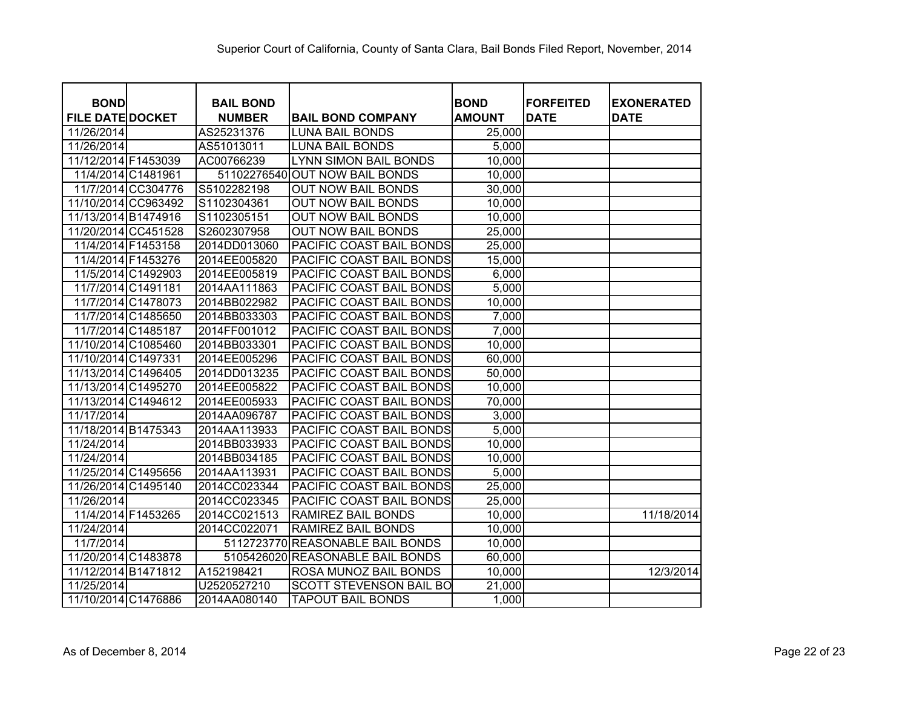Superior Court of California, County of Santa Clara, Bail Bonds Filed Report, November, 2014

| BOND FILE DATE | DOCKET | BAIL BOND NUMBER | BAIL BOND COMPANY | BOND AMOUNT | FORFEITED DATE | EXONERATED DATE |
|---|---|---|---|---|---|---|
| 11/26/2014 | | AS25231376 | LUNA BAIL BONDS | 25,000 | | |
| 11/26/2014 | | AS51013011 | LUNA BAIL BONDS | 5,000 | | |
| 11/12/2014 | F1453039 | AC00766239 | LYNN SIMON BAIL BONDS | 10,000 | | |
| 11/4/2014 | C1481961 | 51102276540 | OUT NOW BAIL BONDS | 10,000 | | |
| 11/7/2014 | CC304776 | S5102282198 | OUT NOW BAIL BONDS | 30,000 | | |
| 11/10/2014 | CC963492 | S1102304361 | OUT NOW BAIL BONDS | 10,000 | | |
| 11/13/2014 | B1474916 | S1102305151 | OUT NOW BAIL BONDS | 10,000 | | |
| 11/20/2014 | CC451528 | S2602307958 | OUT NOW BAIL BONDS | 25,000 | | |
| 11/4/2014 | F1453158 | 2014DD013060 | PACIFIC COAST BAIL BONDS | 25,000 | | |
| 11/4/2014 | F1453276 | 2014EE005820 | PACIFIC COAST BAIL BONDS | 15,000 | | |
| 11/5/2014 | C1492903 | 2014EE005819 | PACIFIC COAST BAIL BONDS | 6,000 | | |
| 11/7/2014 | C1491181 | 2014AA111863 | PACIFIC COAST BAIL BONDS | 5,000 | | |
| 11/7/2014 | C1478073 | 2014BB022982 | PACIFIC COAST BAIL BONDS | 10,000 | | |
| 11/7/2014 | C1485650 | 2014BB033303 | PACIFIC COAST BAIL BONDS | 7,000 | | |
| 11/7/2014 | C1485187 | 2014FF001012 | PACIFIC COAST BAIL BONDS | 7,000 | | |
| 11/10/2014 | C1085460 | 2014BB033301 | PACIFIC COAST BAIL BONDS | 10,000 | | |
| 11/10/2014 | C1497331 | 2014EE005296 | PACIFIC COAST BAIL BONDS | 60,000 | | |
| 11/13/2014 | C1496405 | 2014DD013235 | PACIFIC COAST BAIL BONDS | 50,000 | | |
| 11/13/2014 | C1495270 | 2014EE005822 | PACIFIC COAST BAIL BONDS | 10,000 | | |
| 11/13/2014 | C1494612 | 2014EE005933 | PACIFIC COAST BAIL BONDS | 70,000 | | |
| 11/17/2014 | | 2014AA096787 | PACIFIC COAST BAIL BONDS | 3,000 | | |
| 11/18/2014 | B1475343 | 2014AA113933 | PACIFIC COAST BAIL BONDS | 5,000 | | |
| 11/24/2014 | | 2014BB033933 | PACIFIC COAST BAIL BONDS | 10,000 | | |
| 11/24/2014 | | 2014BB034185 | PACIFIC COAST BAIL BONDS | 10,000 | | |
| 11/25/2014 | C1495656 | 2014AA113931 | PACIFIC COAST BAIL BONDS | 5,000 | | |
| 11/26/2014 | C1495140 | 2014CC023344 | PACIFIC COAST BAIL BONDS | 25,000 | | |
| 11/26/2014 | | 2014CC023345 | PACIFIC COAST BAIL BONDS | 25,000 | | |
| 11/4/2014 | F1453265 | 2014CC021513 | RAMIREZ BAIL BONDS | 10,000 | | 11/18/2014 |
| 11/24/2014 | | 2014CC022071 | RAMIREZ BAIL BONDS | 10,000 | | |
| 11/7/2014 | | 5112723770 | REASONABLE BAIL BONDS | 10,000 | | |
| 11/20/2014 | C1483878 | 5105426020 | REASONABLE BAIL BONDS | 60,000 | | |
| 11/12/2014 | B1471812 | A152198421 | ROSA MUNOZ BAIL BONDS | 10,000 | | 12/3/2014 |
| 11/25/2014 | | U2520527210 | SCOTT STEVENSON BAIL BO | 21,000 | | |
| 11/10/2014 | C1476886 | 2014AA080140 | TAPOUT BAIL BONDS | 1,000 | | |

As of December 8, 2014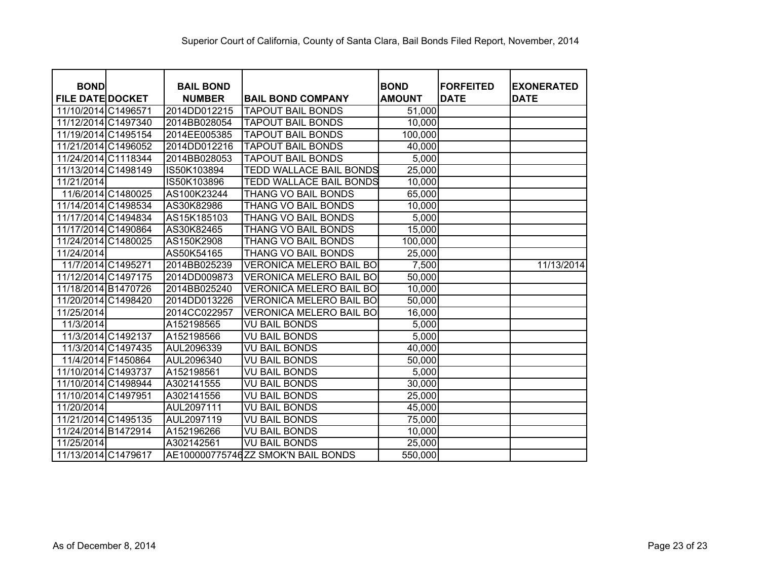Superior Court of California, County of Santa Clara, Bail Bonds Filed Report, November, 2014

| BOND FILE DATE | DOCKET | BAIL BOND NUMBER | BAIL BOND COMPANY | BOND AMOUNT | FORFEITED DATE | EXONERATED DATE |
|---|---|---|---|---|---|---|
| 11/10/2014 | C1496571 | 2014DD012215 | TAPOUT BAIL BONDS | 51,000 | | |
| 11/12/2014 | C1497340 | 2014BB028054 | TAPOUT BAIL BONDS | 10,000 | | |
| 11/19/2014 | C1495154 | 2014EE005385 | TAPOUT BAIL BONDS | 100,000 | | |
| 11/21/2014 | C1496052 | 2014DD012216 | TAPOUT BAIL BONDS | 40,000 | | |
| 11/24/2014 | C1118344 | 2014BB028053 | TAPOUT BAIL BONDS | 5,000 | | |
| 11/13/2014 | C1498149 | IS50K103894 | TEDD WALLACE BAIL BONDS | 25,000 | | |
| 11/21/2014 | | IS50K103896 | TEDD WALLACE BAIL BONDS | 10,000 | | |
| 11/6/2014 | C1480025 | AS100K23244 | THANG VO BAIL BONDS | 65,000 | | |
| 11/14/2014 | C1498534 | AS30K82986 | THANG VO BAIL BONDS | 10,000 | | |
| 11/17/2014 | C1494834 | AS15K185103 | THANG VO BAIL BONDS | 5,000 | | |
| 11/17/2014 | C1490864 | AS30K82465 | THANG VO BAIL BONDS | 15,000 | | |
| 11/24/2014 | C1480025 | AS150K2908 | THANG VO BAIL BONDS | 100,000 | | |
| 11/24/2014 | | AS50K54165 | THANG VO BAIL BONDS | 25,000 | | |
| 11/7/2014 | C1495271 | 2014BB025239 | VERONICA MELERO BAIL BO | 7,500 | | 11/13/2014 |
| 11/12/2014 | C1497175 | 2014DD009873 | VERONICA MELERO BAIL BO | 50,000 | | |
| 11/18/2014 | B1470726 | 2014BB025240 | VERONICA MELERO BAIL BO | 10,000 | | |
| 11/20/2014 | C1498420 | 2014DD013226 | VERONICA MELERO BAIL BO | 50,000 | | |
| 11/25/2014 | | 2014CC022957 | VERONICA MELERO BAIL BO | 16,000 | | |
| 11/3/2014 | | A152198565 | VU BAIL BONDS | 5,000 | | |
| 11/3/2014 | C1492137 | A152198566 | VU BAIL BONDS | 5,000 | | |
| 11/3/2014 | C1497435 | AUL2096339 | VU BAIL BONDS | 40,000 | | |
| 11/4/2014 | F1450864 | AUL2096340 | VU BAIL BONDS | 50,000 | | |
| 11/10/2014 | C1493737 | A152198561 | VU BAIL BONDS | 5,000 | | |
| 11/10/2014 | C1498944 | A302141555 | VU BAIL BONDS | 30,000 | | |
| 11/10/2014 | C1497951 | A302141556 | VU BAIL BONDS | 25,000 | | |
| 11/20/2014 | | AUL2097111 | VU BAIL BONDS | 45,000 | | |
| 11/21/2014 | C1495135 | AUL2097119 | VU BAIL BONDS | 75,000 | | |
| 11/24/2014 | B1472914 | A152196266 | VU BAIL BONDS | 10,000 | | |
| 11/25/2014 | | A302142561 | VU BAIL BONDS | 25,000 | | |
| 11/13/2014 | C1479617 | AE100000775746 | ZZ SMOK'N BAIL BONDS | 550,000 | | |

As of December 8, 2014